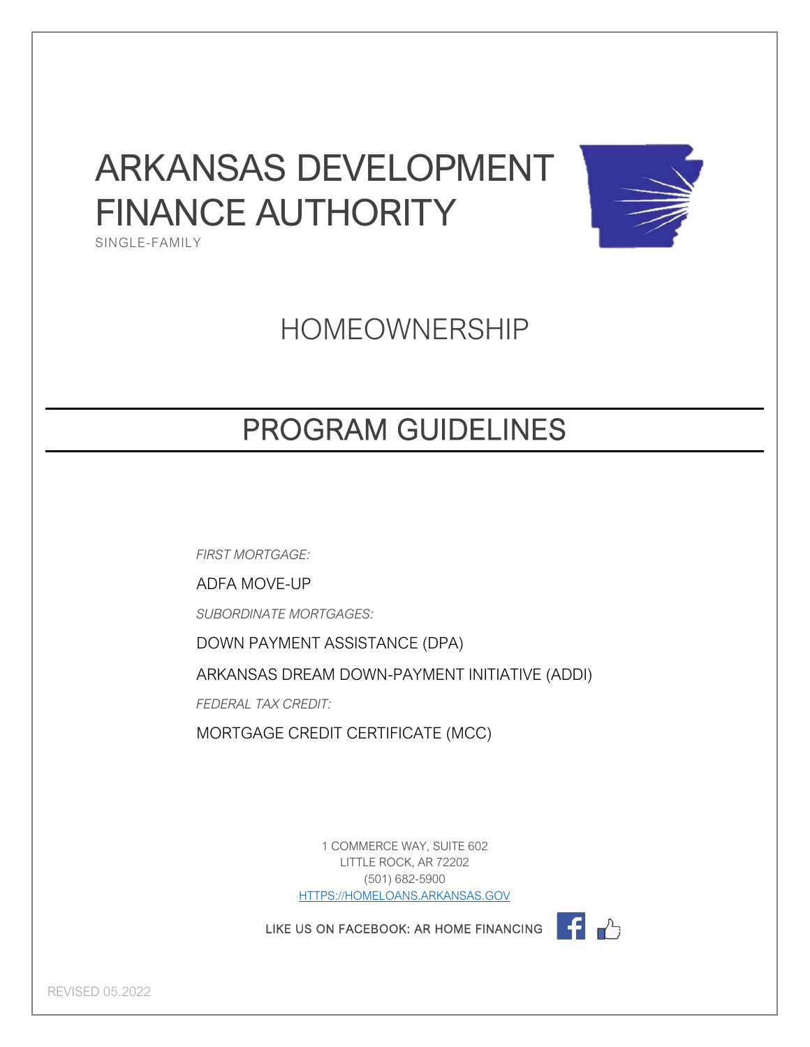# ARKANSAS DEVELOPMENT FINANCE AUTHORITY

SINGLE-FAMILY

## HOMEOWNERSHIP

## PROGRAM GUIDELINES

*FIRST MORTGAGE:*

ADFA MOVE-UP

*SUBORDINATE MORTGAGES:*

DOWN PAYMENT ASSISTANCE (DPA)

ARKANSAS DREAM DOWN-PAYMENT INITIATIVE (ADDI)

*FEDERAL TAX CREDIT:*

MORTGAGE CREDIT CERTIFICATE (MCC)

1 COMMERCE WAY, SUITE 602
LITTLE ROCK, AR 72202
(501) 682-5900
[HTTPS://HOMELOANS.ARKANSAS.GOV](https://homeloans.arkansas.gov)

LIKE US ON FACEBOOK: AR HOME FINANCING

REVISED 05.2022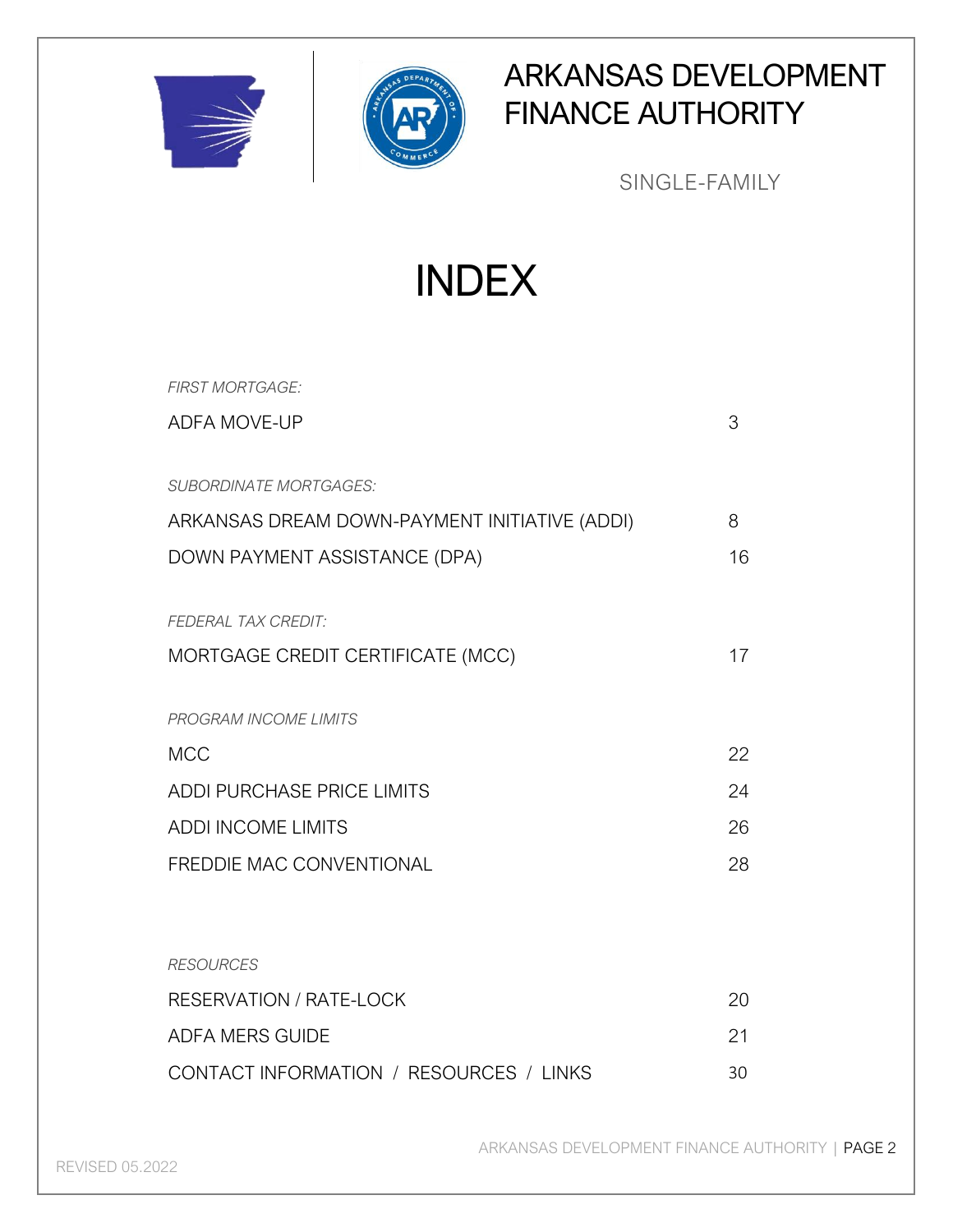# ARKANSAS DEVELOPMENT FINANCE AUTHORITY

SINGLE-FAMILY

# INDEX

*FIRST MORTGAGE:*

| | |
|---|---|
| ADFA MOVE-UP | 3 |

*SUBORDINATE MORTGAGES:*

| | |
|---|---|
| ARKANSAS DREAM DOWN-PAYMENT INITIATIVE (ADDI) | 8 |
| DOWN PAYMENT ASSISTANCE (DPA) | 16 |

*FEDERAL TAX CREDIT:*

| | |
|---|---|
| MORTGAGE CREDIT CERTIFICATE (MCC) | 17 |

*PROGRAM INCOME LIMITS*

| | |
|---|---|
| MCC | 22 |
| ADDI PURCHASE PRICE LIMITS | 24 |
| ADDI INCOME LIMITS | 26 |
| FREDDIE MAC CONVENTIONAL | 28 |

*RESOURCES*

| | |
|---|---|
| RESERVATION / RATE-LOCK | 20 |
| ADFA MERS GUIDE | 21 |
| CONTACT INFORMATION / RESOURCES / LINKS | 30 |

REVISED 05.2022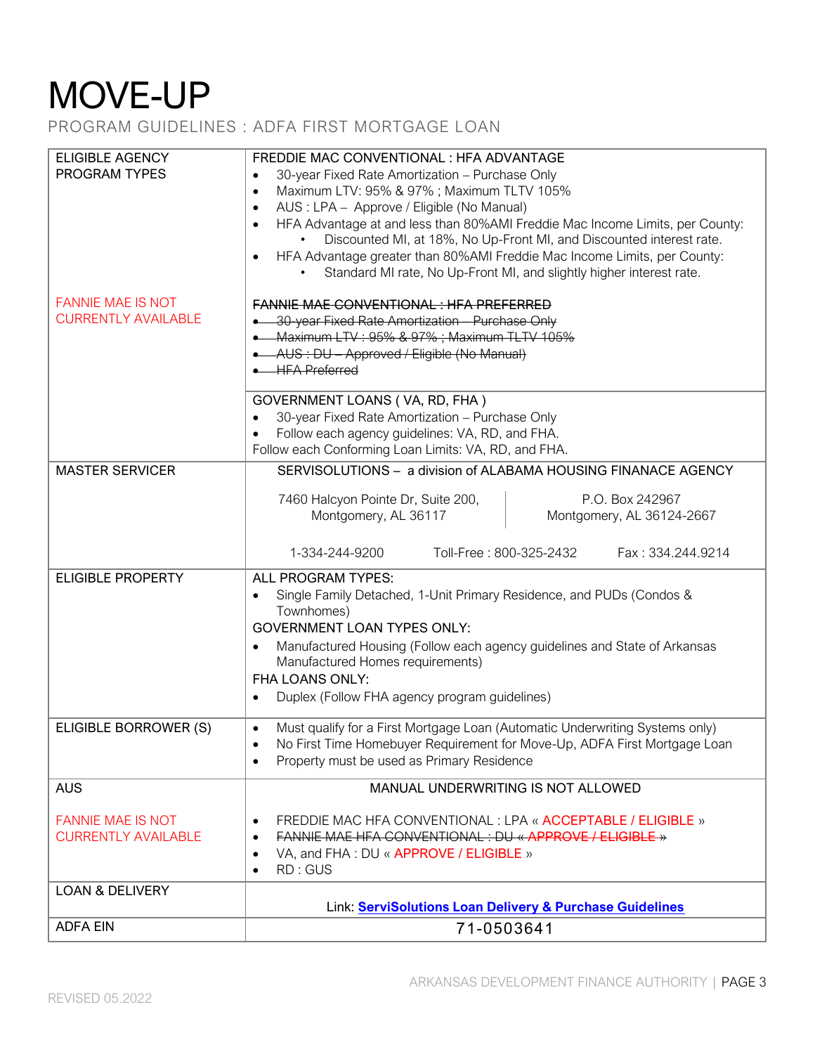# MOVE-UP

PROGRAM GUIDELINES : ADFA FIRST MORTGAGE LOAN

| | |
|---|---|
| ELIGIBLE AGENCY PROGRAM TYPES<br><br>FANNIE MAE IS NOT CURRENTLY AVAILABLE | FREDDIE MAC CONVENTIONAL : HFA ADVANTAGE<br>• 30-year Fixed Rate Amortization – Purchase Only<br>• Maximum LTV: 95% & 97% ; Maximum TLTV 105%<br>• AUS : LPA – Approve / Eligible (No Manual)<br>• HFA Advantage at and less than 80%AMI Freddie Mac Income Limits, per County:<br>&nbsp;&nbsp;&nbsp;&nbsp;• Discounted MI, at 18%, No Up-Front MI, and Discounted interest rate.<br>• HFA Advantage greater than 80%AMI Freddie Mac Income Limits, per County:<br>&nbsp;&nbsp;&nbsp;&nbsp;• Standard MI rate, No Up-Front MI, and slightly higher interest rate.<br><br>~~FANNIE MAE CONVENTIONAL : HFA PREFERRED~~<br>• ~~30-year Fixed Rate Amortization – Purchase Only~~<br>• ~~Maximum LTV : 95% & 97% ; Maximum TLTV 105%~~<br>• ~~AUS : DU – Approved / Eligible (No Manual)~~<br>• ~~HFA Preferred~~ |
| | GOVERNMENT LOANS ( VA, RD, FHA )<br>• 30-year Fixed Rate Amortization – Purchase Only<br>• Follow each agency guidelines: VA, RD, and FHA.<br>Follow each Conforming Loan Limits: VA, RD, and FHA. |
| MASTER SERVICER | SERVISOLUTIONS – a division of ALABAMA HOUSING FINANACE AGENCY<br><br>7460 Halcyon Pointe Dr, Suite 200, Montgomery, AL 36117 \| P.O. Box 242967 Montgomery, AL 36124-2667<br><br>1-334-244-9200 &nbsp;&nbsp; Toll-Free : 800-325-2432 &nbsp;&nbsp; Fax : 334.244.9214 |
| ELIGIBLE PROPERTY | ALL PROGRAM TYPES:<br>• Single Family Detached, 1-Unit Primary Residence, and PUDs (Condos & Townhomes)<br>GOVERNMENT LOAN TYPES ONLY:<br>• Manufactured Housing (Follow each agency guidelines and State of Arkansas Manufactured Homes requirements)<br>FHA LOANS ONLY:<br>• Duplex (Follow FHA agency program guidelines) |
| ELIGIBLE BORROWER (S) | • Must qualify for a First Mortgage Loan (Automatic Underwriting Systems only)<br>• No First Time Homebuyer Requirement for Move-Up, ADFA First Mortgage Loan<br>• Property must be used as Primary Residence |
| AUS<br><br>FANNIE MAE IS NOT CURRENTLY AVAILABLE | MANUAL UNDERWRITING IS NOT ALLOWED<br><br>• FREDDIE MAC HFA CONVENTIONAL : LPA « ACCEPTABLE / ELIGIBLE »<br>• ~~FANNIE MAE HFA CONVENTIONAL : DU « APPROVE / ELIGIBLE »~~<br>• VA, and FHA : DU « APPROVE / ELIGIBLE »<br>• RD : GUS |
| LOAN & DELIVERY | Link: **ServiSolutions Loan Delivery & Purchase Guidelines** |
| ADFA EIN | 71-0503641 |

REVISED 05.2022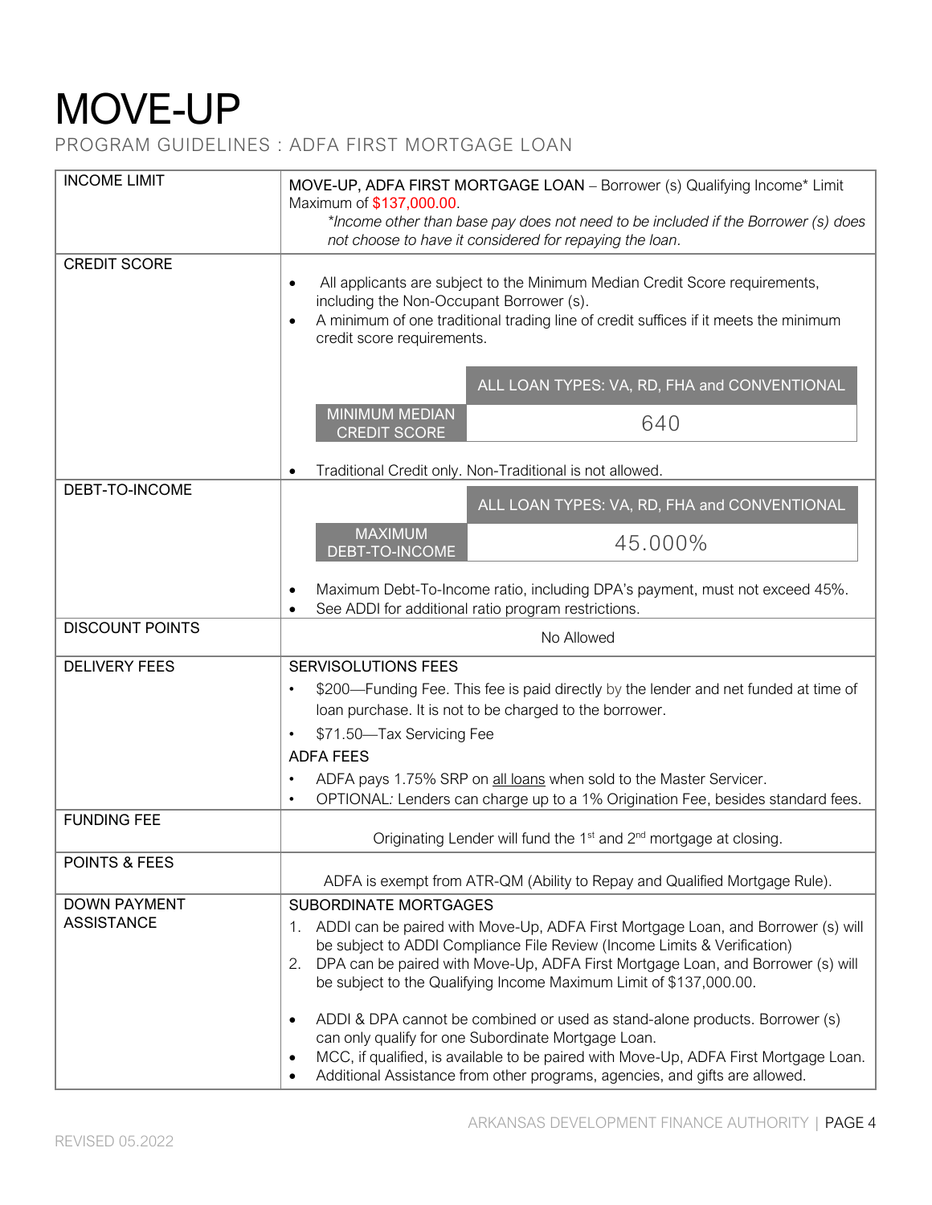# MOVE-UP

PROGRAM GUIDELINES : ADFA FIRST MORTGAGE LOAN

| | |
|---|---|
| INCOME LIMIT | MOVE-UP, ADFA FIRST MORTGAGE LOAN – Borrower (s) Qualifying Income* Limit Maximum of $137,000.00.<br>*Income other than base pay does not need to be included if the Borrower (s) does not choose to have it considered for repaying the loan.* |
| CREDIT SCORE | • All applicants are subject to the Minimum Median Credit Score requirements, including the Non-Occupant Borrower (s).<br>• A minimum of one traditional trading line of credit suffices if it meets the minimum credit score requirements.<br><br>ALL LOAN TYPES: VA, RD, FHA and CONVENTIONAL — MINIMUM MEDIAN CREDIT SCORE: 640<br><br>• Traditional Credit only. Non-Traditional is not allowed. |
| DEBT-TO-INCOME | ALL LOAN TYPES: VA, RD, FHA and CONVENTIONAL — MAXIMUM DEBT-TO-INCOME: 45.000%<br><br>• Maximum Debt-To-Income ratio, including DPA's payment, must not exceed 45%.<br>• See ADDI for additional ratio program restrictions. |
| DISCOUNT POINTS | No Allowed |
| DELIVERY FEES | SERVISOLUTIONS FEES<br>• $200—Funding Fee. This fee is paid directly by the lender and net funded at time of loan purchase. It is not to be charged to the borrower.<br>• $71.50—Tax Servicing Fee<br>ADFA FEES<br>• ADFA pays 1.75% SRP on all loans when sold to the Master Servicer.<br>• OPTIONAL*:* Lenders can charge up to a 1% Origination Fee, besides standard fees. |
| FUNDING FEE | Originating Lender will fund the 1st and 2nd mortgage at closing. |
| POINTS & FEES | ADFA is exempt from ATR-QM (Ability to Repay and Qualified Mortgage Rule). |
| DOWN PAYMENT ASSISTANCE | SUBORDINATE MORTGAGES<br>1. ADDI can be paired with Move-Up, ADFA First Mortgage Loan, and Borrower (s) will be subject to ADDI Compliance File Review (Income Limits & Verification)<br>2. DPA can be paired with Move-Up, ADFA First Mortgage Loan, and Borrower (s) will be subject to the Qualifying Income Maximum Limit of $137,000.00.<br><br>• ADDI & DPA cannot be combined or used as stand-alone products. Borrower (s) can only qualify for one Subordinate Mortgage Loan.<br>• MCC, if qualified, is available to be paired with Move-Up, ADFA First Mortgage Loan.<br>• Additional Assistance from other programs, agencies, and gifts are allowed. |

REVISED 05.2022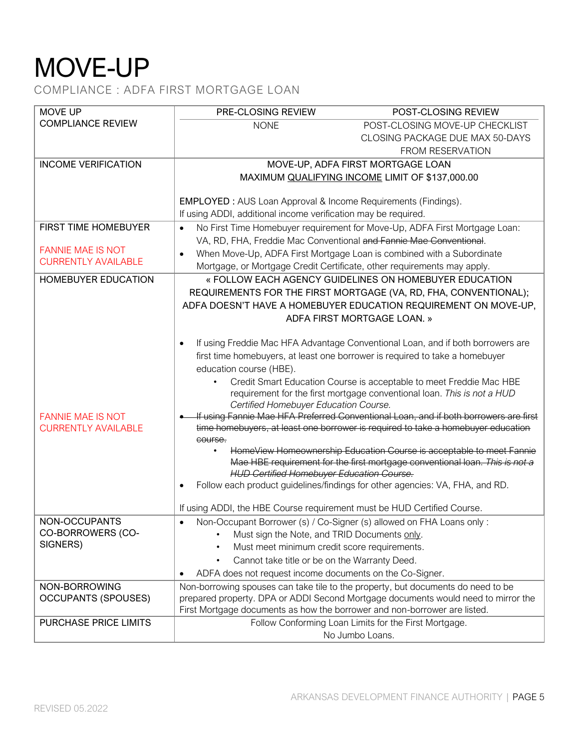# MOVE-UP

COMPLIANCE : ADFA FIRST MORTGAGE LOAN

| | | |
|---|---|---|
| MOVE UP COMPLIANCE REVIEW | PRE-CLOSING REVIEW<br>NONE | POST-CLOSING REVIEW<br>POST-CLOSING MOVE-UP CHECKLIST<br>CLOSING PACKAGE DUE MAX 50-DAYS FROM RESERVATION |
| INCOME VERIFICATION | MOVE-UP, ADFA FIRST MORTGAGE LOAN<br>MAXIMUM <u>QUALIFYING INCOME</u> LIMIT OF $137,000.00<br><br>EMPLOYED : AUS Loan Approval & Income Requirements (Findings).<br>If using ADDI, additional income verification may be required. | |
| FIRST TIME HOMEBUYER<br><br>FANNIE MAE IS NOT CURRENTLY AVAILABLE | • No First Time Homebuyer requirement for Move-Up, ADFA First Mortgage Loan: VA, RD, FHA, Freddie Mac Conventional ~~and Fannie Mae Conventional~~.<br>• When Move-Up, ADFA First Mortgage Loan is combined with a Subordinate Mortgage, or Mortgage Credit Certificate, other requirements may apply. | |
| HOMEBUYER EDUCATION<br><br>FANNIE MAE IS NOT CURRENTLY AVAILABLE | « FOLLOW EACH AGENCY GUIDELINES ON HOMEBUYER EDUCATION REQUIREMENTS FOR THE FIRST MORTGAGE (VA, RD, FHA, CONVENTIONAL); ADFA DOESN'T HAVE A HOMEBUYER EDUCATION REQUIREMENT ON MOVE-UP, ADFA FIRST MORTGAGE LOAN. »<br><br>• If using Freddie Mac HFA Advantage Conventional Loan, and if both borrowers are first time homebuyers, at least one borrower is required to take a homebuyer education course (HBE).<br>    • Credit Smart Education Course is acceptable to meet Freddie Mac HBE requirement for the first mortgage conventional loan. *This is not a HUD Certified Homebuyer Education Course.*<br>• ~~If using Fannie Mae HFA Preferred Conventional Loan, and if both borrowers are first time homebuyers, at least one borrower is required to take a homebuyer education course.~~<br>    • ~~HomeView Homeownership Education Course is acceptable to meet Fannie Mae HBE requirement for the first mortgage conventional loan.~~ ~~*This is not a HUD Certified Homebuyer Education Course.*~~<br>• Follow each product guidelines/findings for other agencies: VA, FHA, and RD.<br><br>If using ADDI, the HBE Course requirement must be HUD Certified Course. | |
| NON-OCCUPANTS CO-BORROWERS (CO-SIGNERS) | • Non-Occupant Borrower (s) / Co-Signer (s) allowed on FHA Loans only :<br>    • Must sign the Note, and TRID Documents <u>only</u>.<br>    • Must meet minimum credit score requirements.<br>    • Cannot take title or be on the Warranty Deed.<br>• ADFA does not request income documents on the Co-Signer. | |
| NON-BORROWING OCCUPANTS (SPOUSES) | Non-borrowing spouses can take tile to the property, but documents do need to be prepared property. DPA or ADDI Second Mortgage documents would need to mirror the First Mortgage documents as how the borrower and non-borrower are listed. | |
| PURCHASE PRICE LIMITS | Follow Conforming Loan Limits for the First Mortgage.<br>No Jumbo Loans. | |

REVISED 05.2022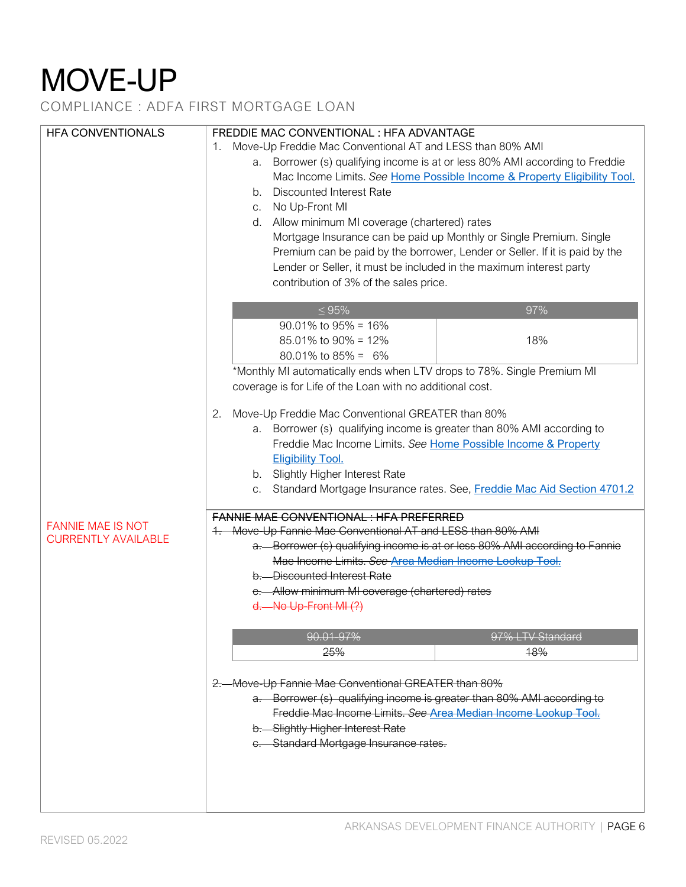# MOVE-UP

COMPLIANCE : ADFA FIRST MORTGAGE LOAN

## HFA CONVENTIONALS

### FREDDIE MAC CONVENTIONAL : HFA ADVANTAGE

1. Move-Up Freddie Mac Conventional AT and LESS than 80% AMI
   a. Borrower (s) qualifying income is at or less 80% AMI according to Freddie Mac Income Limits. *See* Home Possible Income & Property Eligibility Tool.
   b. Discounted Interest Rate
   c. No Up-Front MI
   d. Allow minimum MI coverage (chartered) rates
      Mortgage Insurance can be paid up Monthly or Single Premium. Single Premium can be paid by the borrower, Lender or Seller. If it is paid by the Lender or Seller, it must be included in the maximum interest party contribution of 3% of the sales price.

| ≤ 95% | 97% |
|---|---|
| 90.01% to 95% = 16%<br>85.01% to 90% = 12%<br>80.01% to 85% = 6% | 18% |

*Monthly MI automatically ends when LTV drops to 78%. Single Premium MI coverage is for Life of the Loan with no additional cost.

2. Move-Up Freddie Mac Conventional GREATER than 80%
   a. Borrower (s) qualifying income is greater than 80% AMI according to Freddie Mac Income Limits. *See* Home Possible Income & Property Eligibility Tool.
   b. Slightly Higher Interest Rate
   c. Standard Mortgage Insurance rates. See, Freddie Mac Aid Section 4701.2

FANNIE MAE IS NOT CURRENTLY AVAILABLE

### ~~FANNIE MAE CONVENTIONAL : HFA PREFERRED~~

1. ~~Move-Up Fannie Mae Conventional AT and LESS than 80% AMI~~
   a. ~~Borrower (s) qualifying income is at or less 80% AMI according to Fannie Mae Income Limits. *See* Area Median Income Lookup Tool.~~
   b. ~~Discounted Interest Rate~~
   c. ~~Allow minimum MI coverage (chartered) rates~~
   d. ~~No Up-Front MI (?)~~

| ~~90.01-97%~~ | ~~97% LTV Standard~~ |
|---|---|
| ~~25%~~ | ~~18%~~ |

2. ~~Move-Up Fannie Mae Conventional GREATER than 80%~~
   a. ~~Borrower (s) qualifying income is greater than 80% AMI according to Freddie Mac Income Limits. *See* Area Median Income Lookup Tool.~~
   b. ~~Slightly Higher Interest Rate~~
   c. ~~Standard Mortgage Insurance rates.~~

REVISED 05.2022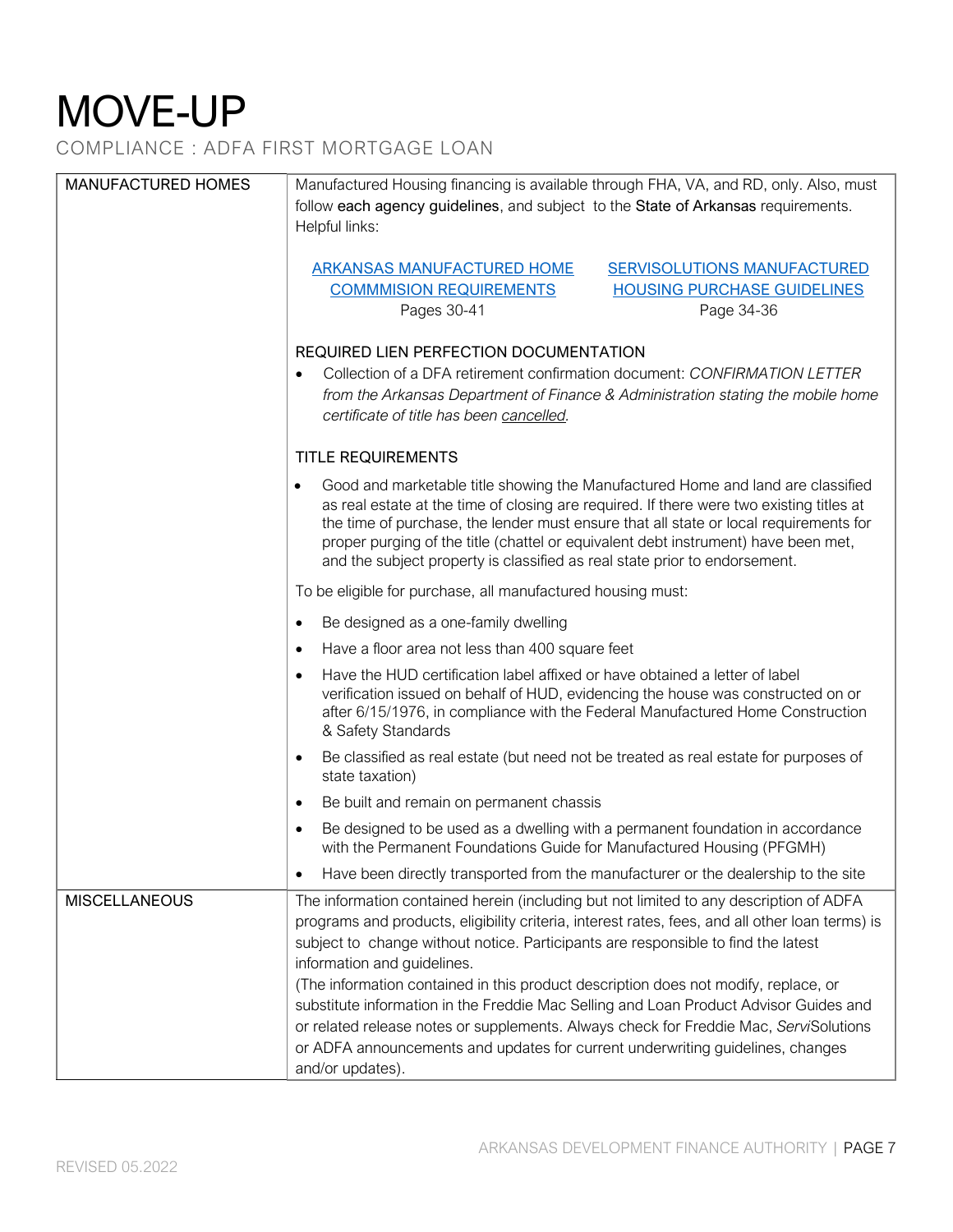# MOVE-UP

COMPLIANCE : ADFA FIRST MORTGAGE LOAN

| | |
|---|---|
| MANUFACTURED HOMES | Manufactured Housing financing is available through FHA, VA, and RD, only. Also, must follow each agency guidelines, and subject to the State of Arkansas requirements. Helpful links:<br><br>ARKANSAS MANUFACTURED HOME COMMMISION REQUIREMENTS Pages 30-41<br><br>SERVISOLUTIONS MANUFACTURED HOUSING PURCHASE GUIDELINES Page 34-36<br><br>REQUIRED LIEN PERFECTION DOCUMENTATION<br>• Collection of a DFA retirement confirmation document: *CONFIRMATION LETTER from the Arkansas Department of Finance & Administration stating the mobile home certificate of title has been cancelled.*<br><br>TITLE REQUIREMENTS<br>• Good and marketable title showing the Manufactured Home and land are classified as real estate at the time of closing are required. If there were two existing titles at the time of purchase, the lender must ensure that all state or local requirements for proper purging of the title (chattel or equivalent debt instrument) have been met, and the subject property is classified as real state prior to endorsement.<br><br>To be eligible for purchase, all manufactured housing must:<br>• Be designed as a one-family dwelling<br>• Have a floor area not less than 400 square feet<br>• Have the HUD certification label affixed or have obtained a letter of label verification issued on behalf of HUD, evidencing the house was constructed on or after 6/15/1976, in compliance with the Federal Manufactured Home Construction & Safety Standards<br>• Be classified as real estate (but need not be treated as real estate for purposes of state taxation)<br>• Be built and remain on permanent chassis<br>• Be designed to be used as a dwelling with a permanent foundation in accordance with the Permanent Foundations Guide for Manufactured Housing (PFGMH)<br>• Have been directly transported from the manufacturer or the dealership to the site |
| MISCELLANEOUS | The information contained herein (including but not limited to any description of ADFA programs and products, eligibility criteria, interest rates, fees, and all other loan terms) is subject to change without notice. Participants are responsible to find the latest information and guidelines.<br>(The information contained in this product description does not modify, replace, or substitute information in the Freddie Mac Selling and Loan Product Advisor Guides and or related release notes or supplements. Always check for Freddie Mac, *Servi*Solutions or ADFA announcements and updates for current underwriting guidelines, changes and/or updates). |

REVISED 05.2022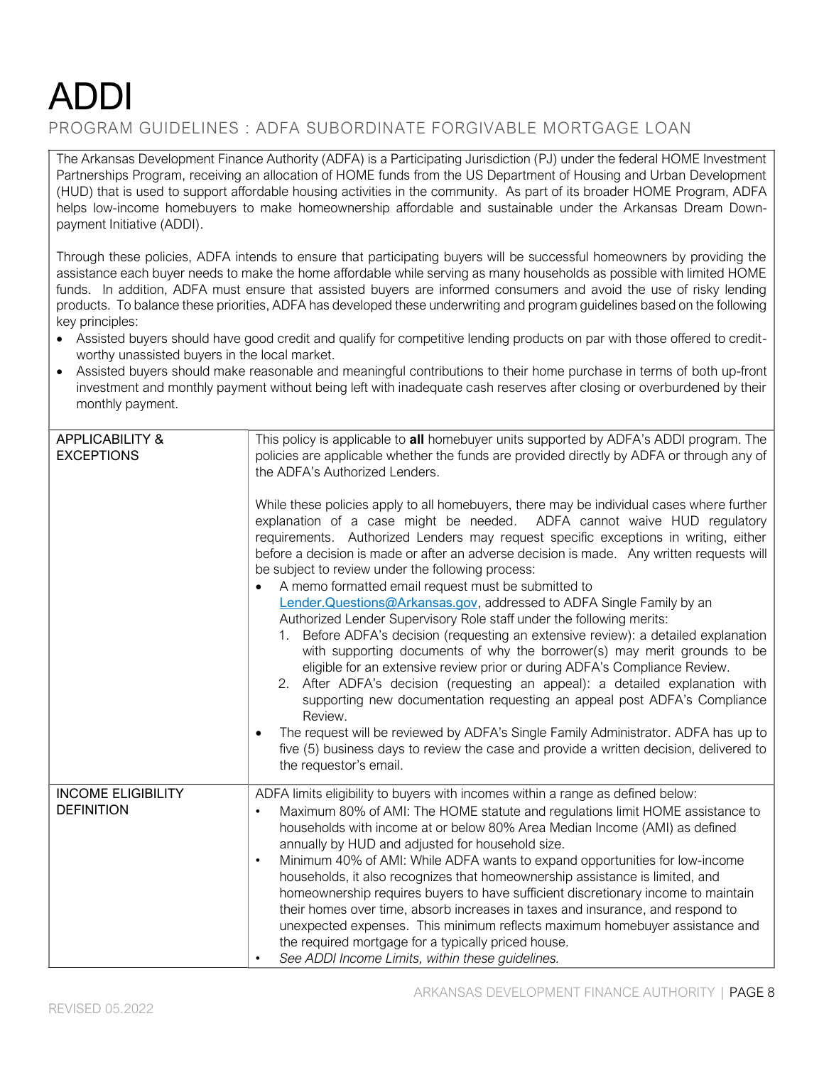# ADDI

## PROGRAM GUIDELINES : ADFA SUBORDINATE FORGIVABLE MORTGAGE LOAN

The Arkansas Development Finance Authority (ADFA) is a Participating Jurisdiction (PJ) under the federal HOME Investment Partnerships Program, receiving an allocation of HOME funds from the US Department of Housing and Urban Development (HUD) that is used to support affordable housing activities in the community. As part of its broader HOME Program, ADFA helps low-income homebuyers to make homeownership affordable and sustainable under the Arkansas Dream Down-payment Initiative (ADDI).

Through these policies, ADFA intends to ensure that participating buyers will be successful homeowners by providing the assistance each buyer needs to make the home affordable while serving as many households as possible with limited HOME funds. In addition, ADFA must ensure that assisted buyers are informed consumers and avoid the use of risky lending products. To balance these priorities, ADFA has developed these underwriting and program guidelines based on the following key principles:

- Assisted buyers should have good credit and qualify for competitive lending products on par with those offered to credit-worthy unassisted buyers in the local market.
- Assisted buyers should make reasonable and meaningful contributions to their home purchase in terms of both up-front investment and monthly payment without being left with inadequate cash reserves after closing or overburdened by their monthly payment.

| | |
|---|---|
| APPLICABILITY & EXCEPTIONS | This policy is applicable to **all** homebuyer units supported by ADFA's ADDI program. The policies are applicable whether the funds are provided directly by ADFA or through any of the ADFA's Authorized Lenders.<br><br>While these policies apply to all homebuyers, there may be individual cases where further explanation of a case might be needed. ADFA cannot waive HUD regulatory requirements. Authorized Lenders may request specific exceptions in writing, either before a decision is made or after an adverse decision is made. Any written requests will be subject to review under the following process:<br>• A memo formatted email request must be submitted to Lender.Questions@Arkansas.gov, addressed to ADFA Single Family by an Authorized Lender Supervisory Role staff under the following merits:<br>1. Before ADFA's decision (requesting an extensive review): a detailed explanation with supporting documents of why the borrower(s) may merit grounds to be eligible for an extensive review prior or during ADFA's Compliance Review.<br>2. After ADFA's decision (requesting an appeal): a detailed explanation with supporting new documentation requesting an appeal post ADFA's Compliance Review.<br>• The request will be reviewed by ADFA's Single Family Administrator. ADFA has up to five (5) business days to review the case and provide a written decision, delivered to the requestor's email. |
| INCOME ELIGIBILITY DEFINITION | ADFA limits eligibility to buyers with incomes within a range as defined below:<br>• Maximum 80% of AMI: The HOME statute and regulations limit HOME assistance to households with income at or below 80% Area Median Income (AMI) as defined annually by HUD and adjusted for household size.<br>• Minimum 40% of AMI: While ADFA wants to expand opportunities for low-income households, it also recognizes that homeownership assistance is limited, and homeownership requires buyers to have sufficient discretionary income to maintain their homes over time, absorb increases in taxes and insurance, and respond to unexpected expenses. This minimum reflects maximum homebuyer assistance and the required mortgage for a typically priced house.<br>• *See ADDI Income Limits, within these guidelines.* |

REVISED 05.2022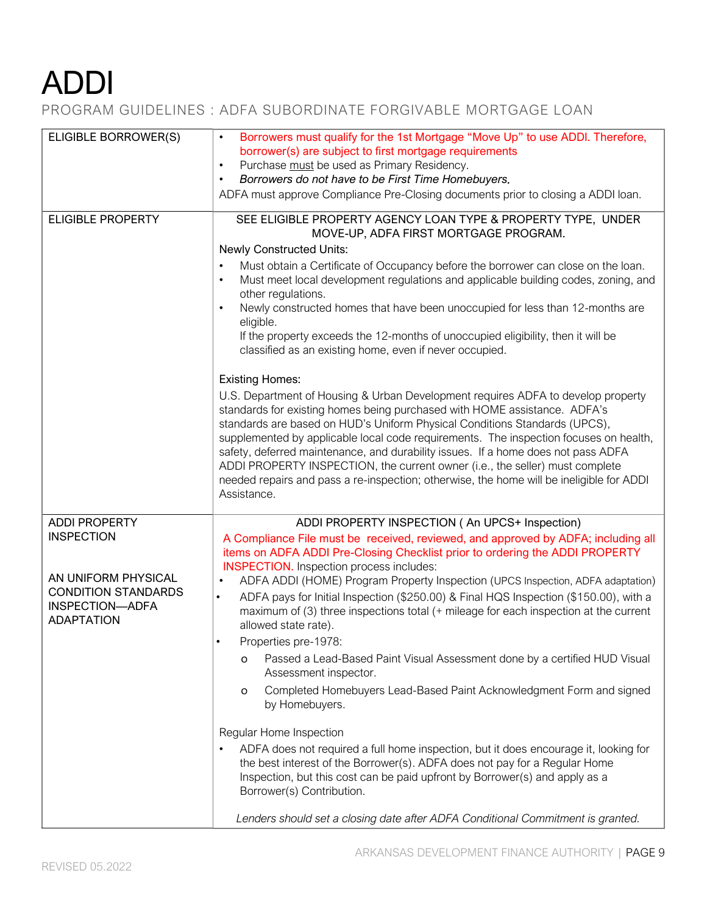# ADDI

PROGRAM GUIDELINES : ADFA SUBORDINATE FORGIVABLE MORTGAGE LOAN

| | |
|---|---|
| ELIGIBLE BORROWER(S) | • Borrowers must qualify for the 1st Mortgage "Move Up" to use ADDI. Therefore, borrower(s) are subject to first mortgage requirements<br>• Purchase must be used as Primary Residency.<br>• *Borrowers do not have to be First Time Homebuyers.*<br>ADFA must approve Compliance Pre-Closing documents prior to closing a ADDI loan. |
| ELIGIBLE PROPERTY | SEE ELIGIBLE PROPERTY AGENCY LOAN TYPE & PROPERTY TYPE, UNDER MOVE-UP, ADFA FIRST MORTGAGE PROGRAM.<br>Newly Constructed Units:<br>• Must obtain a Certificate of Occupancy before the borrower can close on the loan.<br>• Must meet local development regulations and applicable building codes, zoning, and other regulations.<br>• Newly constructed homes that have been unoccupied for less than 12-months are eligible. If the property exceeds the 12-months of unoccupied eligibility, then it will be classified as an existing home, even if never occupied.<br><br>Existing Homes:<br>U.S. Department of Housing & Urban Development requires ADFA to develop property standards for existing homes being purchased with HOME assistance. ADFA's standards are based on HUD's Uniform Physical Conditions Standards (UPCS), supplemented by applicable local code requirements. The inspection focuses on health, safety, deferred maintenance, and durability issues. If a home does not pass ADFA ADDI PROPERTY INSPECTION, the current owner (i.e., the seller) must complete needed repairs and pass a re-inspection; otherwise, the home will be ineligible for ADDI Assistance. |
| ADDI PROPERTY INSPECTION<br><br>AN UNIFORM PHYSICAL CONDITION STANDARDS INSPECTION—ADFA ADAPTATION | ADDI PROPERTY INSPECTION ( An UPCS+ Inspection)<br>A Compliance File must be received, reviewed, and approved by ADFA; including all items on ADFA ADDI Pre-Closing Checklist prior to ordering the ADDI PROPERTY INSPECTION. Inspection process includes:<br>• ADFA ADDI (HOME) Program Property Inspection (UPCS Inspection, ADFA adaptation)<br>• ADFA pays for Initial Inspection ($250.00) & Final HQS Inspection ($150.00), with a maximum of (3) three inspections total (+ mileage for each inspection at the current allowed state rate).<br>• Properties pre-1978:<br>&nbsp;&nbsp;&nbsp;o Passed a Lead-Based Paint Visual Assessment done by a certified HUD Visual Assessment inspector.<br>&nbsp;&nbsp;&nbsp;o Completed Homebuyers Lead-Based Paint Acknowledgment Form and signed by Homebuyers.<br><br>Regular Home Inspection<br>• ADFA does not required a full home inspection, but it does encourage it, looking for the best interest of the Borrower(s). ADFA does not pay for a Regular Home Inspection, but this cost can be paid upfront by Borrower(s) and apply as a Borrower(s) Contribution.<br><br>*Lenders should set a closing date after ADFA Conditional Commitment is granted.* |

REVISED 05.2022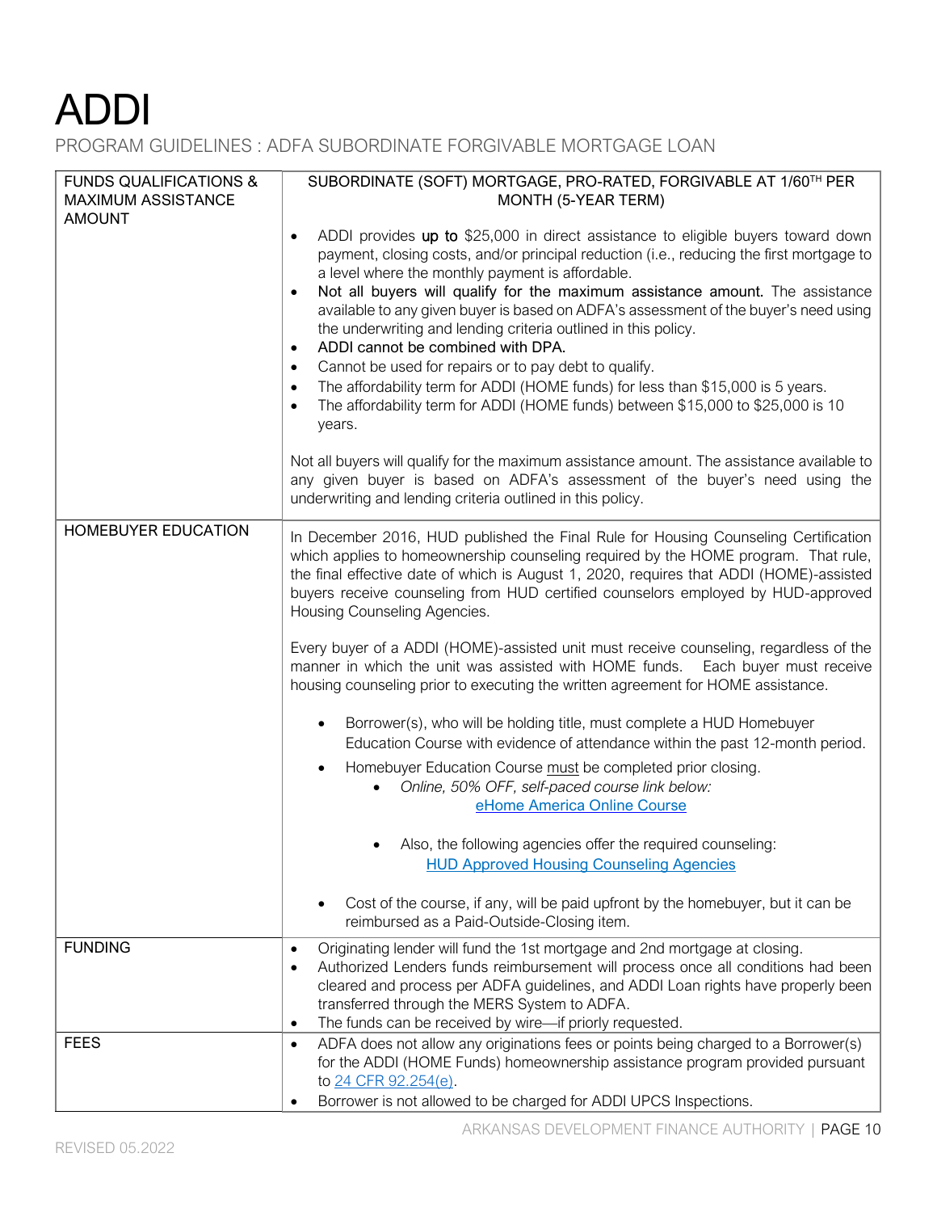# ADDI

PROGRAM GUIDELINES : ADFA SUBORDINATE FORGIVABLE MORTGAGE LOAN

| FUNDS QUALIFICATIONS & MAXIMUM ASSISTANCE AMOUNT | SUBORDINATE (SOFT) MORTGAGE, PRO-RATED, FORGIVABLE AT 1/60TH PER MONTH (5-YEAR TERM)<br><br>• ADDI provides **up to** $25,000 in direct assistance to eligible buyers toward down payment, closing costs, and/or principal reduction (i.e., reducing the first mortgage to a level where the monthly payment is affordable.<br>• **Not all buyers will qualify for the maximum assistance amount.** The assistance available to any given buyer is based on ADFA's assessment of the buyer's need using the underwriting and lending criteria outlined in this policy.<br>• **ADDI cannot be combined with DPA.**<br>• Cannot be used for repairs or to pay debt to qualify.<br>• The affordability term for ADDI (HOME funds) for less than $15,000 is 5 years.<br>• The affordability term for ADDI (HOME funds) between $15,000 to $25,000 is 10 years.<br><br>Not all buyers will qualify for the maximum assistance amount. The assistance available to any given buyer is based on ADFA's assessment of the buyer's need using the underwriting and lending criteria outlined in this policy. |
|---|---|
| HOMEBUYER EDUCATION | In December 2016, HUD published the Final Rule for Housing Counseling Certification which applies to homeownership counseling required by the HOME program. That rule, the final effective date of which is August 1, 2020, requires that ADDI (HOME)-assisted buyers receive counseling from HUD certified counselors employed by HUD-approved Housing Counseling Agencies.<br><br>Every buyer of a ADDI (HOME)-assisted unit must receive counseling, regardless of the manner in which the unit was assisted with HOME funds. Each buyer must receive housing counseling prior to executing the written agreement for HOME assistance.<br><br>• Borrower(s), who will be holding title, must complete a HUD Homebuyer Education Course with evidence of attendance within the past 12-month period.<br>• Homebuyer Education Course must be completed prior closing.<br>&nbsp;&nbsp;&nbsp;&nbsp;• *Online, 50% OFF, self-paced course link below:* eHome America Online Course<br>&nbsp;&nbsp;&nbsp;&nbsp;• Also, the following agencies offer the required counseling: HUD Approved Housing Counseling Agencies<br>• Cost of the course, if any, will be paid upfront by the homebuyer, but it can be reimbursed as a Paid-Outside-Closing item. |
| FUNDING | • Originating lender will fund the 1st mortgage and 2nd mortgage at closing.<br>• Authorized Lenders funds reimbursement will process once all conditions had been cleared and process per ADFA guidelines, and ADDI Loan rights have properly been transferred through the MERS System to ADFA.<br>• The funds can be received by wire—if priorly requested. |
| FEES | • ADFA does not allow any originations fees or points being charged to a Borrower(s) for the ADDI (HOME Funds) homeownership assistance program provided pursuant to 24 CFR 92.254(e).<br>• Borrower is not allowed to be charged for ADDI UPCS Inspections. |

REVISED 05.2022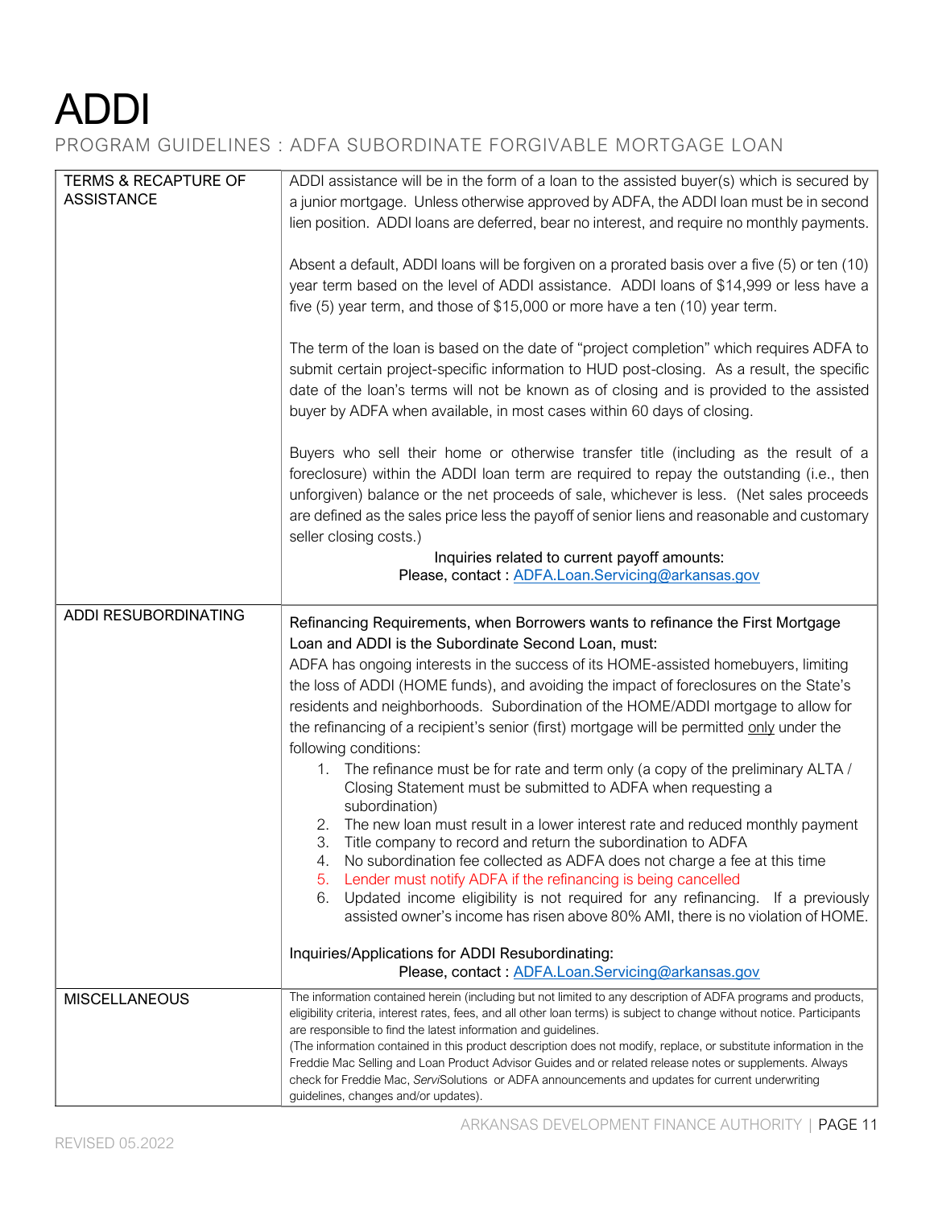# ADDI

PROGRAM GUIDELINES : ADFA SUBORDINATE FORGIVABLE MORTGAGE LOAN

| | |
|---|---|
| TERMS & RECAPTURE OF ASSISTANCE | ADDI assistance will be in the form of a loan to the assisted buyer(s) which is secured by a junior mortgage. Unless otherwise approved by ADFA, the ADDI loan must be in second lien position. ADDI loans are deferred, bear no interest, and require no monthly payments.<br><br>Absent a default, ADDI loans will be forgiven on a prorated basis over a five (5) or ten (10) year term based on the level of ADDI assistance. ADDI loans of \$14,999 or less have a five (5) year term, and those of \$15,000 or more have a ten (10) year term.<br><br>The term of the loan is based on the date of "project completion" which requires ADFA to submit certain project-specific information to HUD post-closing. As a result, the specific date of the loan's terms will not be known as of closing and is provided to the assisted buyer by ADFA when available, in most cases within 60 days of closing.<br><br>Buyers who sell their home or otherwise transfer title (including as the result of a foreclosure) within the ADDI loan term are required to repay the outstanding (i.e., then unforgiven) balance or the net proceeds of sale, whichever is less. (Net sales proceeds are defined as the sales price less the payoff of senior liens and reasonable and customary seller closing costs.)<br><br>Inquiries related to current payoff amounts:<br>Please, contact : ADFA.Loan.Servicing@arkansas.gov |
| ADDI RESUBORDINATING | Refinancing Requirements, when Borrowers wants to refinance the First Mortgage Loan and ADDI is the Subordinate Second Loan, must:<br>ADFA has ongoing interests in the success of its HOME-assisted homebuyers, limiting the loss of ADDI (HOME funds), and avoiding the impact of foreclosures on the State's residents and neighborhoods. Subordination of the HOME/ADDI mortgage to allow for the refinancing of a recipient's senior (first) mortgage will be permitted only under the following conditions:<br>1. The refinance must be for rate and term only (a copy of the preliminary ALTA / Closing Statement must be submitted to ADFA when requesting a subordination)<br>2. The new loan must result in a lower interest rate and reduced monthly payment<br>3. Title company to record and return the subordination to ADFA<br>4. No subordination fee collected as ADFA does not charge a fee at this time<br>5. Lender must notify ADFA if the refinancing is being cancelled<br>6. Updated income eligibility is not required for any refinancing. If a previously assisted owner's income has risen above 80% AMI, there is no violation of HOME.<br><br>Inquiries/Applications for ADDI Resubordinating:<br>Please, contact : ADFA.Loan.Servicing@arkansas.gov |
| MISCELLANEOUS | The information contained herein (including but not limited to any description of ADFA programs and products, eligibility criteria, interest rates, fees, and all other loan terms) is subject to change without notice. Participants are responsible to find the latest information and guidelines.<br>(The information contained in this product description does not modify, replace, or substitute information in the Freddie Mac Selling and Loan Product Advisor Guides and or related release notes or supplements. Always check for Freddie Mac, *Servi*Solutions or ADFA announcements and updates for current underwriting guidelines, changes and/or updates). |

REVISED 05.2022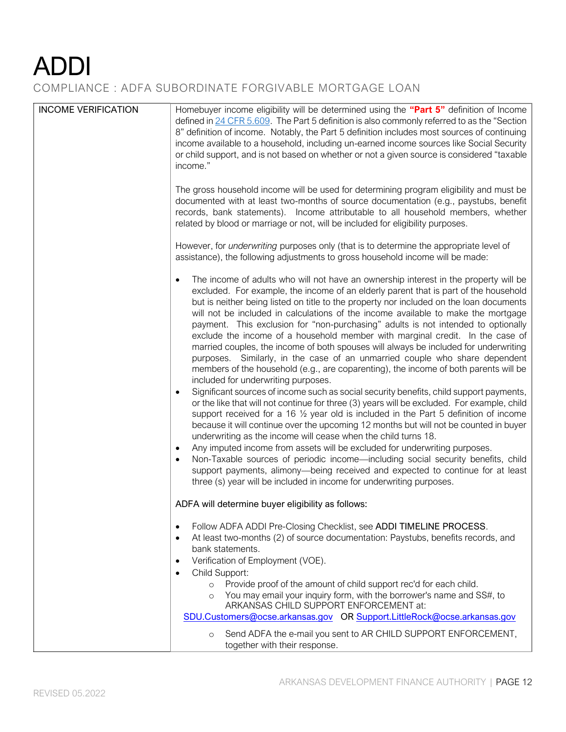# ADDI

COMPLIANCE : ADFA SUBORDINATE FORGIVABLE MORTGAGE LOAN

| INCOME VERIFICATION | Homebuyer income eligibility will be determined using the **"Part 5"** definition of Income defined in 24 CFR 5.609. The Part 5 definition is also commonly referred to as the "Section 8" definition of income. Notably, the Part 5 definition includes most sources of continuing income available to a household, including un-earned income sources like Social Security or child support, and is not based on whether or not a given source is considered "taxable income."<br><br>The gross household income will be used for determining program eligibility and must be documented with at least two-months of source documentation (e.g., paystubs, benefit records, bank statements). Income attributable to all household members, whether related by blood or marriage or not, will be included for eligibility purposes.<br><br>However, for *underwriting* purposes only (that is to determine the appropriate level of assistance), the following adjustments to gross household income will be made:<br><br>• The income of adults who will not have an ownership interest in the property will be excluded. For example, the income of an elderly parent that is part of the household but is neither being listed on title to the property nor included on the loan documents will not be included in calculations of the income available to make the mortgage payment. This exclusion for "non-purchasing" adults is not intended to optionally exclude the income of a household member with marginal credit. In the case of married couples, the income of both spouses will always be included for underwriting purposes. Similarly, in the case of an unmarried couple who share dependent members of the household (e.g., are coparenting), the income of both parents will be included for underwriting purposes.<br>• Significant sources of income such as social security benefits, child support payments, or the like that will not continue for three (3) years will be excluded. For example, child support received for a 16 ½ year old is included in the Part 5 definition of income because it will continue over the upcoming 12 months but will not be counted in buyer underwriting as the income will cease when the child turns 18.<br>• Any imputed income from assets will be excluded for underwriting purposes.<br>• Non-Taxable sources of periodic income—including social security benefits, child support payments, alimony—being received and expected to continue for at least three (s) year will be included in income for underwriting purposes.<br><br>ADFA will determine buyer eligibility as follows:<br><br>• Follow ADFA ADDI Pre-Closing Checklist, see ADDI TIMELINE PROCESS.<br>• At least two-months (2) of source documentation: Paystubs, benefits records, and bank statements.<br>• Verification of Employment (VOE).<br>• Child Support:<br>&nbsp;&nbsp;&nbsp;&nbsp;○ Provide proof of the amount of child support rec'd for each child.<br>&nbsp;&nbsp;&nbsp;&nbsp;○ You may email your inquiry form, with the borrower's name and SS#, to ARKANSAS CHILD SUPPORT ENFORCEMENT at:<br>SDU.Customers@ocse.arkansas.gov OR Support.LittleRock@ocse.arkansas.gov<br>&nbsp;&nbsp;&nbsp;&nbsp;○ Send ADFA the e-mail you sent to AR CHILD SUPPORT ENFORCEMENT, together with their response. |
|---|---|

REVISED 05.2022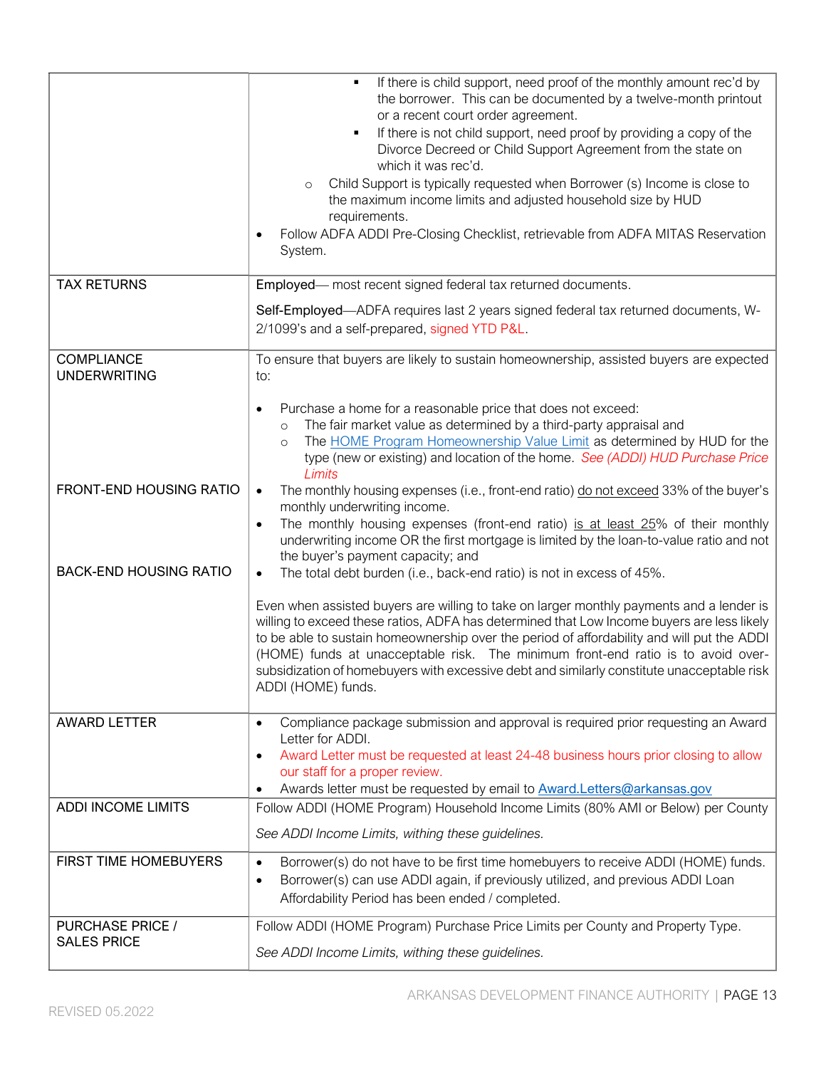| | |
|---|---|
| | ▪ If there is child support, need proof of the monthly amount rec'd by the borrower. This can be documented by a twelve-month printout or a recent court order agreement.<br>▪ If there is not child support, need proof by providing a copy of the Divorce Decreed or Child Support Agreement from the state on which it was rec'd.<br>○ Child Support is typically requested when Borrower (s) Income is close to the maximum income limits and adjusted household size by HUD requirements.<br>• Follow ADFA ADDI Pre-Closing Checklist, retrievable from ADFA MITAS Reservation System. |
| TAX RETURNS | **Employed**— most recent signed federal tax returned documents.<br><br>**Self-Employed**—ADFA requires last 2 years signed federal tax returned documents, W-2/1099's and a self-prepared, signed YTD P&L. |
| COMPLIANCE UNDERWRITING<br><br><br><br><br><br>FRONT-END HOUSING RATIO<br><br><br><br><br>BACK-END HOUSING RATIO | To ensure that buyers are likely to sustain homeownership, assisted buyers are expected to:<br><br>• Purchase a home for a reasonable price that does not exceed:<br>○ The fair market value as determined by a third-party appraisal and<br>○ The HOME Program Homeownership Value Limit as determined by HUD for the type (new or existing) and location of the home. *See (ADDI) HUD Purchase Price Limits*<br>• The monthly housing expenses (i.e., front-end ratio) do not exceed 33% of the buyer's monthly underwriting income.<br>• The monthly housing expenses (front-end ratio) is at least 25% of their monthly underwriting income OR the first mortgage is limited by the loan-to-value ratio and not the buyer's payment capacity; and<br>• The total debt burden (i.e., back-end ratio) is not in excess of 45%.<br><br>Even when assisted buyers are willing to take on larger monthly payments and a lender is willing to exceed these ratios, ADFA has determined that Low Income buyers are less likely to be able to sustain homeownership over the period of affordability and will put the ADDI (HOME) funds at unacceptable risk. The minimum front-end ratio is to avoid over-subsidization of homebuyers with excessive debt and similarly constitute unacceptable risk ADDI (HOME) funds. |
| AWARD LETTER | • Compliance package submission and approval is required prior requesting an Award Letter for ADDI.<br>• Award Letter must be requested at least 24-48 business hours prior closing to allow our staff for a proper review.<br>• Awards letter must be requested by email to Award.Letters@arkansas.gov |
| ADDI INCOME LIMITS | Follow ADDI (HOME Program) Household Income Limits (80% AMI or Below) per County<br><br>*See ADDI Income Limits, withing these guidelines.* |
| FIRST TIME HOMEBUYERS | • Borrower(s) do not have to be first time homebuyers to receive ADDI (HOME) funds.<br>• Borrower(s) can use ADDI again, if previously utilized, and previous ADDI Loan Affordability Period has been ended / completed. |
| PURCHASE PRICE / SALES PRICE | Follow ADDI (HOME Program) Purchase Price Limits per County and Property Type.<br><br>*See ADDI Income Limits, withing these guidelines.* |

REVISED 05.2022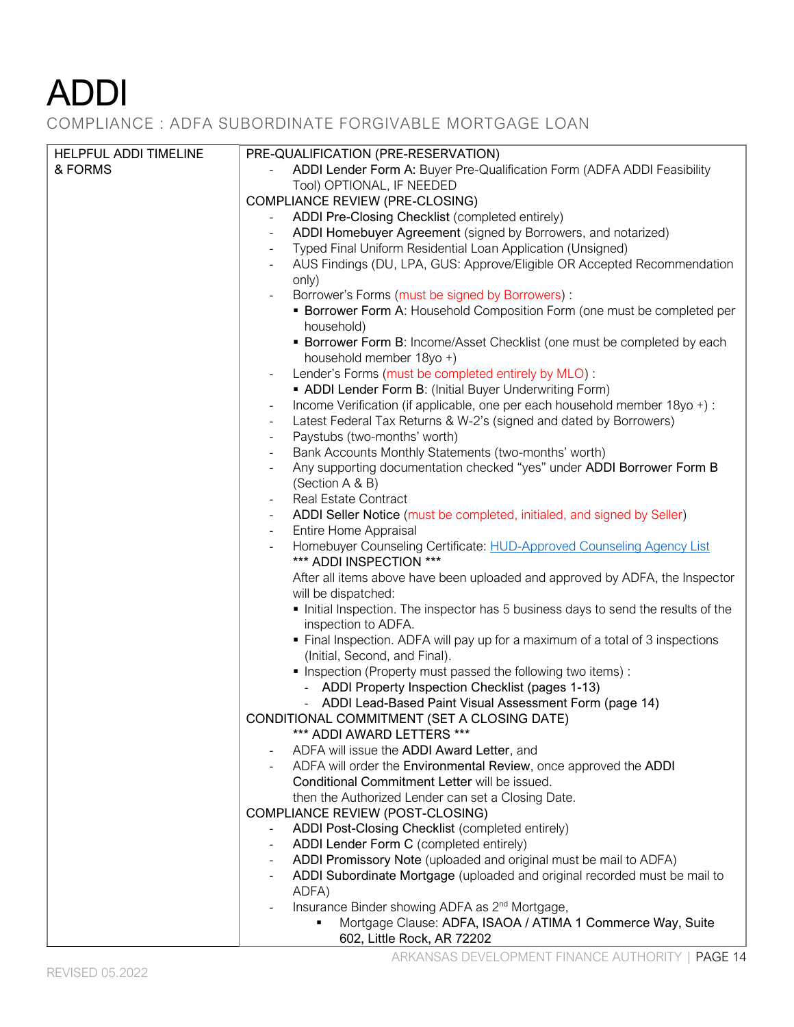# ADDI

COMPLIANCE : ADFA SUBORDINATE FORGIVABLE MORTGAGE LOAN

| HELPFUL ADDI TIMELINE & FORMS | PRE-QUALIFICATION (PRE-RESERVATION)<br>- **ADDI Lender Form A:** Buyer Pre-Qualification Form (ADFA ADDI Feasibility Tool) OPTIONAL, IF NEEDED<br>COMPLIANCE REVIEW (PRE-CLOSING)<br>- **ADDI Pre-Closing Checklist** (completed entirely)<br>- **ADDI Homebuyer Agreement** (signed by Borrowers, and notarized)<br>- Typed Final Uniform Residential Loan Application (Unsigned)<br>- AUS Findings (DU, LPA, GUS: Approve/Eligible OR Accepted Recommendation only)<br>- Borrower's Forms (must be signed by Borrowers) :<br>&nbsp;&nbsp;▪ **Borrower Form A**: Household Composition Form (one must be completed per household)<br>&nbsp;&nbsp;▪ **Borrower Form B**: Income/Asset Checklist (one must be completed by each household member 18yo +)<br>- Lender's Forms (must be completed entirely by MLO) :<br>&nbsp;&nbsp;▪ **ADDI Lender Form B**: (Initial Buyer Underwriting Form)<br>- Income Verification (if applicable, one per each household member 18yo +) :<br>- Latest Federal Tax Returns & W-2's (signed and dated by Borrowers)<br>- Paystubs (two-months' worth)<br>- Bank Accounts Monthly Statements (two-months' worth)<br>- Any supporting documentation checked "yes" under **ADDI Borrower Form B** (Section A & B)<br>- Real Estate Contract<br>- **ADDI Seller Notice** (must be completed, initialed, and signed by Seller)<br>- Entire Home Appraisal<br>- Homebuyer Counseling Certificate: HUD-Approved Counseling Agency List<br>\*\*\* ADDI INSPECTION \*\*\*<br>After all items above have been uploaded and approved by ADFA, the Inspector will be dispatched:<br>&nbsp;&nbsp;▪ Initial Inspection. The inspector has 5 business days to send the results of the inspection to ADFA.<br>&nbsp;&nbsp;▪ Final Inspection. ADFA will pay up for a maximum of a total of 3 inspections (Initial, Second, and Final).<br>&nbsp;&nbsp;▪ Inspection (Property must passed the following two items) :<br>&nbsp;&nbsp;&nbsp;&nbsp;- **ADDI Property Inspection Checklist** (pages 1-13)<br>&nbsp;&nbsp;&nbsp;&nbsp;- **ADDI Lead-Based Paint Visual Assessment Form** (page 14)<br>CONDITIONAL COMMITMENT (SET A CLOSING DATE)<br>\*\*\* ADDI AWARD LETTERS \*\*\*<br>- ADFA will issue the **ADDI Award Letter**, and<br>- ADFA will order the **Environmental Review**, once approved the **ADDI Conditional Commitment Letter** will be issued.<br>then the Authorized Lender can set a Closing Date.<br>COMPLIANCE REVIEW (POST-CLOSING)<br>- **ADDI Post-Closing Checklist** (completed entirely)<br>- **ADDI Lender Form C** (completed entirely)<br>- **ADDI Promissory Note** (uploaded and original must be mail to ADFA)<br>- **ADDI Subordinate Mortgage** (uploaded and original recorded must be mail to ADFA)<br>- Insurance Binder showing ADFA as 2nd Mortgage,<br>&nbsp;&nbsp;▪ Mortgage Clause: **ADFA, ISAOA / ATIMA 1 Commerce Way, Suite 602, Little Rock, AR 72202** |

REVISED 05.2022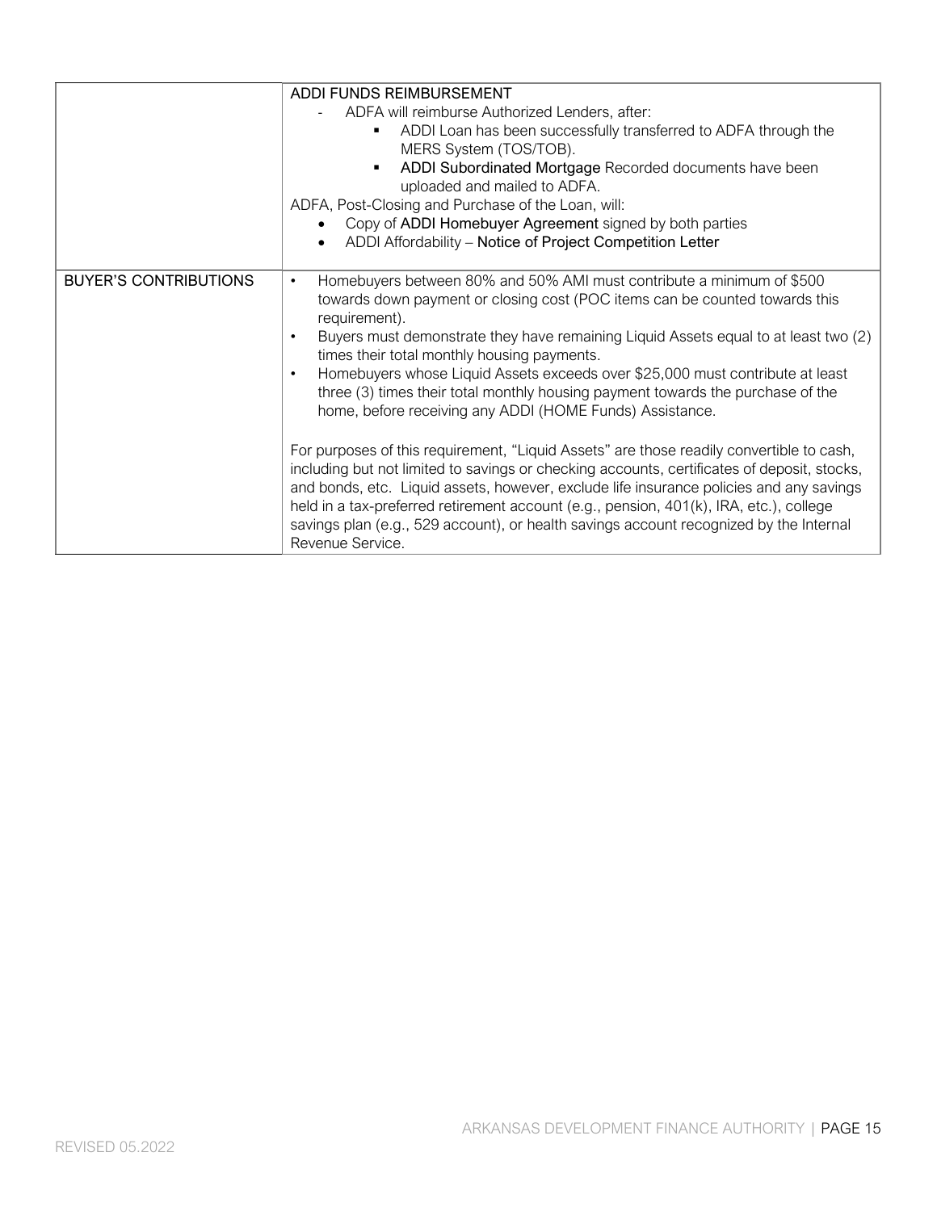| | |
|---|---|
| | ADDI FUNDS REIMBURSEMENT<br>- ADFA will reimburse Authorized Lenders, after:<br>&nbsp;&nbsp;&nbsp;&nbsp;▪ ADDI Loan has been successfully transferred to ADFA through the MERS System (TOS/TOB).<br>&nbsp;&nbsp;&nbsp;&nbsp;▪ **ADDI Subordinated Mortgage** Recorded documents have been uploaded and mailed to ADFA.<br>ADFA, Post-Closing and Purchase of the Loan, will:<br>• Copy of **ADDI Homebuyer Agreement** signed by both parties<br>• ADDI Affordability – **Notice of Project Competition Letter** |
| BUYER'S CONTRIBUTIONS | • Homebuyers between 80% and 50% AMI must contribute a minimum of $500 towards down payment or closing cost (POC items can be counted towards this requirement).<br>• Buyers must demonstrate they have remaining Liquid Assets equal to at least two (2) times their total monthly housing payments.<br>• Homebuyers whose Liquid Assets exceeds over $25,000 must contribute at least three (3) times their total monthly housing payment towards the purchase of the home, before receiving any ADDI (HOME Funds) Assistance.<br><br>For purposes of this requirement, "Liquid Assets" are those readily convertible to cash, including but not limited to savings or checking accounts, certificates of deposit, stocks, and bonds, etc. Liquid assets, however, exclude life insurance policies and any savings held in a tax-preferred retirement account (e.g., pension, 401(k), IRA, etc.), college savings plan (e.g., 529 account), or health savings account recognized by the Internal Revenue Service. |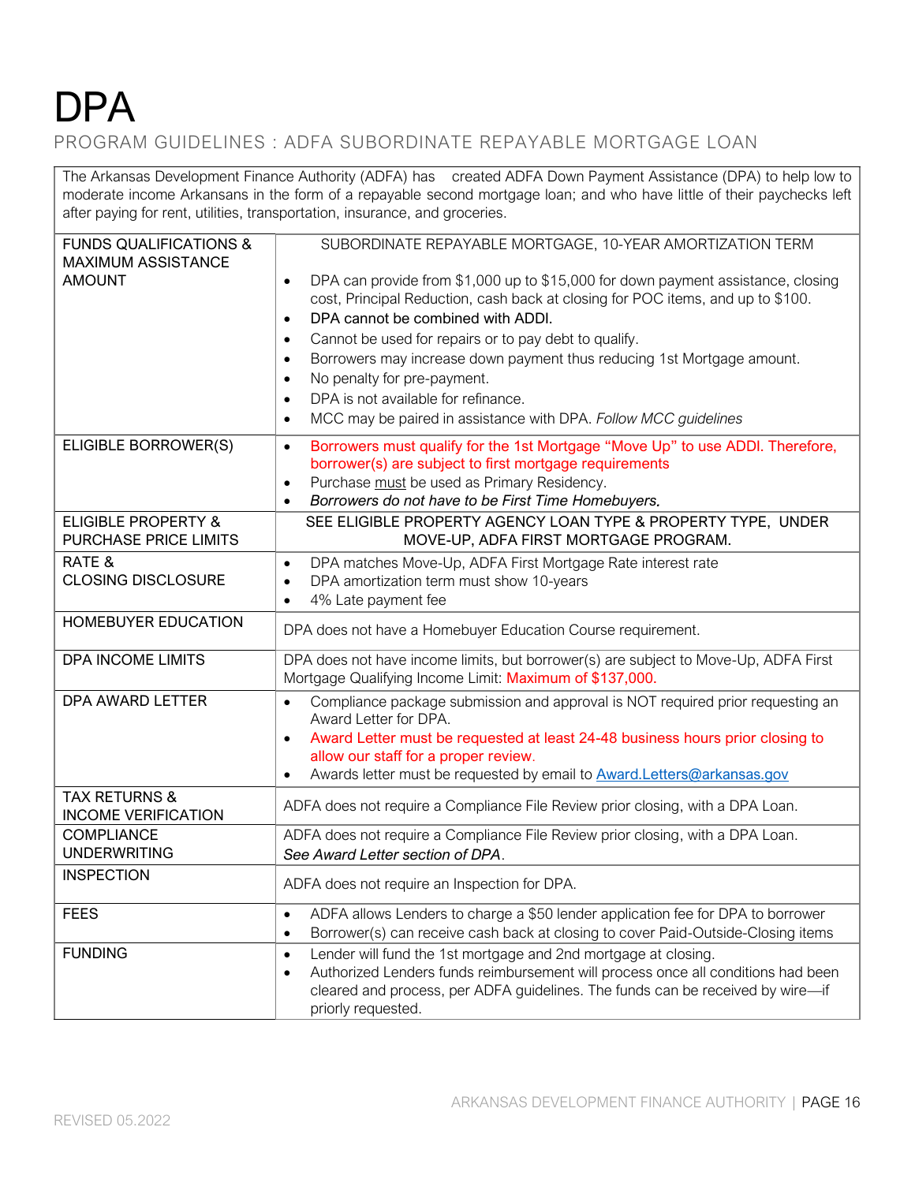# DPA

PROGRAM GUIDELINES : ADFA SUBORDINATE REPAYABLE MORTGAGE LOAN

The Arkansas Development Finance Authority (ADFA) has created ADFA Down Payment Assistance (DPA) to help low to moderate income Arkansans in the form of a repayable second mortgage loan; and who have little of their paychecks left after paying for rent, utilities, transportation, insurance, and groceries.

| | |
|---|---|
| FUNDS QUALIFICATIONS & MAXIMUM ASSISTANCE AMOUNT | SUBORDINATE REPAYABLE MORTGAGE, 10-YEAR AMORTIZATION TERM<br>• DPA can provide from $1,000 up to $15,000 for down payment assistance, closing cost, Principal Reduction, cash back at closing for POC items, and up to $100.<br>• DPA cannot be combined with ADDI.<br>• Cannot be used for repairs or to pay debt to qualify.<br>• Borrowers may increase down payment thus reducing 1st Mortgage amount.<br>• No penalty for pre-payment.<br>• DPA is not available for refinance.<br>• MCC may be paired in assistance with DPA. *Follow MCC guidelines* |
| ELIGIBLE BORROWER(S) | • Borrowers must qualify for the 1st Mortgage "Move Up" to use ADDI. Therefore, borrower(s) are subject to first mortgage requirements<br>• Purchase must be used as Primary Residency.<br>• *Borrowers do not have to be First Time Homebuyers.* |
| ELIGIBLE PROPERTY & PURCHASE PRICE LIMITS | SEE ELIGIBLE PROPERTY AGENCY LOAN TYPE & PROPERTY TYPE, UNDER MOVE-UP, ADFA FIRST MORTGAGE PROGRAM. |
| RATE & CLOSING DISCLOSURE | • DPA matches Move-Up, ADFA First Mortgage Rate interest rate<br>• DPA amortization term must show 10-years<br>• 4% Late payment fee |
| HOMEBUYER EDUCATION | DPA does not have a Homebuyer Education Course requirement. |
| DPA INCOME LIMITS | DPA does not have income limits, but borrower(s) are subject to Move-Up, ADFA First Mortgage Qualifying Income Limit: Maximum of $137,000. |
| DPA AWARD LETTER | • Compliance package submission and approval is NOT required prior requesting an Award Letter for DPA.<br>• Award Letter must be requested at least 24-48 business hours prior closing to allow our staff for a proper review.<br>• Awards letter must be requested by email to Award.Letters@arkansas.gov |
| TAX RETURNS & INCOME VERIFICATION | ADFA does not require a Compliance File Review prior closing, with a DPA Loan. |
| COMPLIANCE UNDERWRITING | ADFA does not require a Compliance File Review prior closing, with a DPA Loan.<br>*See Award Letter section of DPA*. |
| INSPECTION | ADFA does not require an Inspection for DPA. |
| FEES | • ADFA allows Lenders to charge a $50 lender application fee for DPA to borrower<br>• Borrower(s) can receive cash back at closing to cover Paid-Outside-Closing items |
| FUNDING | • Lender will fund the 1st mortgage and 2nd mortgage at closing.<br>• Authorized Lenders funds reimbursement will process once all conditions had been cleared and process, per ADFA guidelines. The funds can be received by wire—if priorly requested. |

REVISED 05.2022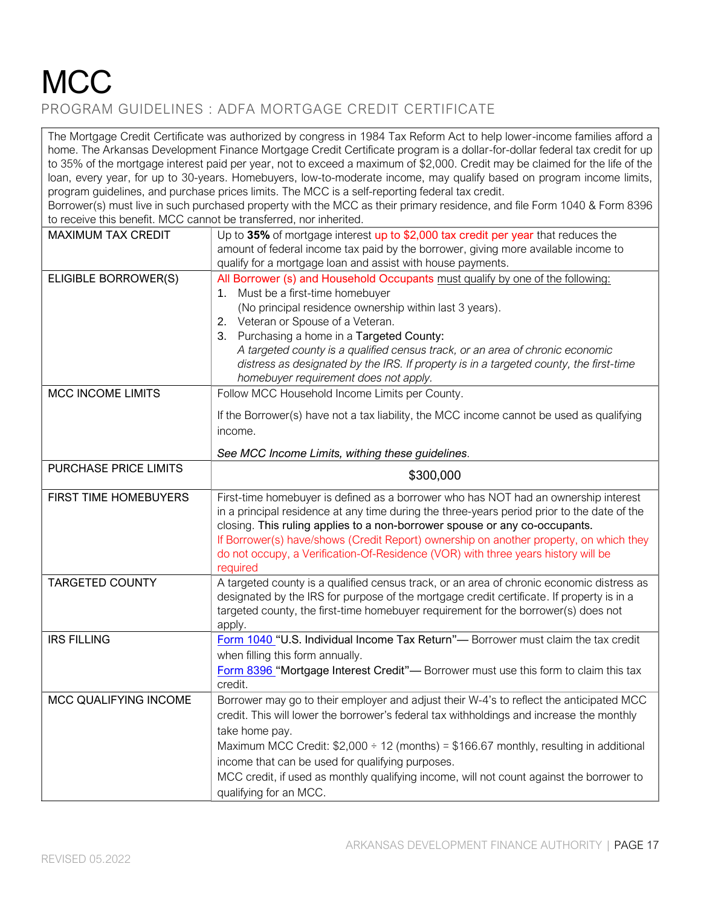# MCC

PROGRAM GUIDELINES : ADFA MORTGAGE CREDIT CERTIFICATE

The Mortgage Credit Certificate was authorized by congress in 1984 Tax Reform Act to help lower-income families afford a home. The Arkansas Development Finance Mortgage Credit Certificate program is a dollar-for-dollar federal tax credit for up to 35% of the mortgage interest paid per year, not to exceed a maximum of $2,000. Credit may be claimed for the life of the loan, every year, for up to 30-years. Homebuyers, low-to-moderate income, may qualify based on program income limits, program guidelines, and purchase prices limits. The MCC is a self-reporting federal tax credit.
Borrower(s) must live in such purchased property with the MCC as their primary residence, and file Form 1040 & Form 8396 to receive this benefit. MCC cannot be transferred, nor inherited.

| | |
|---|---|
| MAXIMUM TAX CREDIT | Up to **35%** of mortgage interest up to $2,000 tax credit per year that reduces the amount of federal income tax paid by the borrower, giving more available income to qualify for a mortgage loan and assist with house payments. |
| ELIGIBLE BORROWER(S) | All Borrower (s) and Household Occupants must qualify by one of the following:<br>1. Must be a first-time homebuyer (No principal residence ownership within last 3 years).<br>2. Veteran or Spouse of a Veteran.<br>3. Purchasing a home in a Targeted County: *A targeted county is a qualified census track, or an area of chronic economic distress as designated by the IRS. If property is in a targeted county, the first-time homebuyer requirement does not apply.* |
| MCC INCOME LIMITS | Follow MCC Household Income Limits per County.<br><br>If the Borrower(s) have not a tax liability, the MCC income cannot be used as qualifying income.<br><br>*See MCC Income Limits, withing these guidelines.* |
| PURCHASE PRICE LIMITS | $300,000 |
| FIRST TIME HOMEBUYERS | First-time homebuyer is defined as a borrower who has NOT had an ownership interest in a principal residence at any time during the three-years period prior to the date of the closing. This ruling applies to a non-borrower spouse or any co-occupants.<br>If Borrower(s) have/shows (Credit Report) ownership on another property, on which they do not occupy, a Verification-Of-Residence (VOR) with three years history will be required |
| TARGETED COUNTY | A targeted county is a qualified census track, or an area of chronic economic distress as designated by the IRS for purpose of the mortgage credit certificate. If property is in a targeted county, the first-time homebuyer requirement for the borrower(s) does not apply. |
| IRS FILLING | Form 1040 "U.S. Individual Income Tax Return"— Borrower must claim the tax credit when filling this form annually.<br>Form 8396 "Mortgage Interest Credit"— Borrower must use this form to claim this tax credit. |
| MCC QUALIFYING INCOME | Borrower may go to their employer and adjust their W-4's to reflect the anticipated MCC credit. This will lower the borrower's federal tax withholdings and increase the monthly take home pay.<br>Maximum MCC Credit: $2,000 ÷ 12 (months) = $166.67 monthly, resulting in additional income that can be used for qualifying purposes.<br>MCC credit, if used as monthly qualifying income, will not count against the borrower to qualifying for an MCC. |

REVISED 05.2022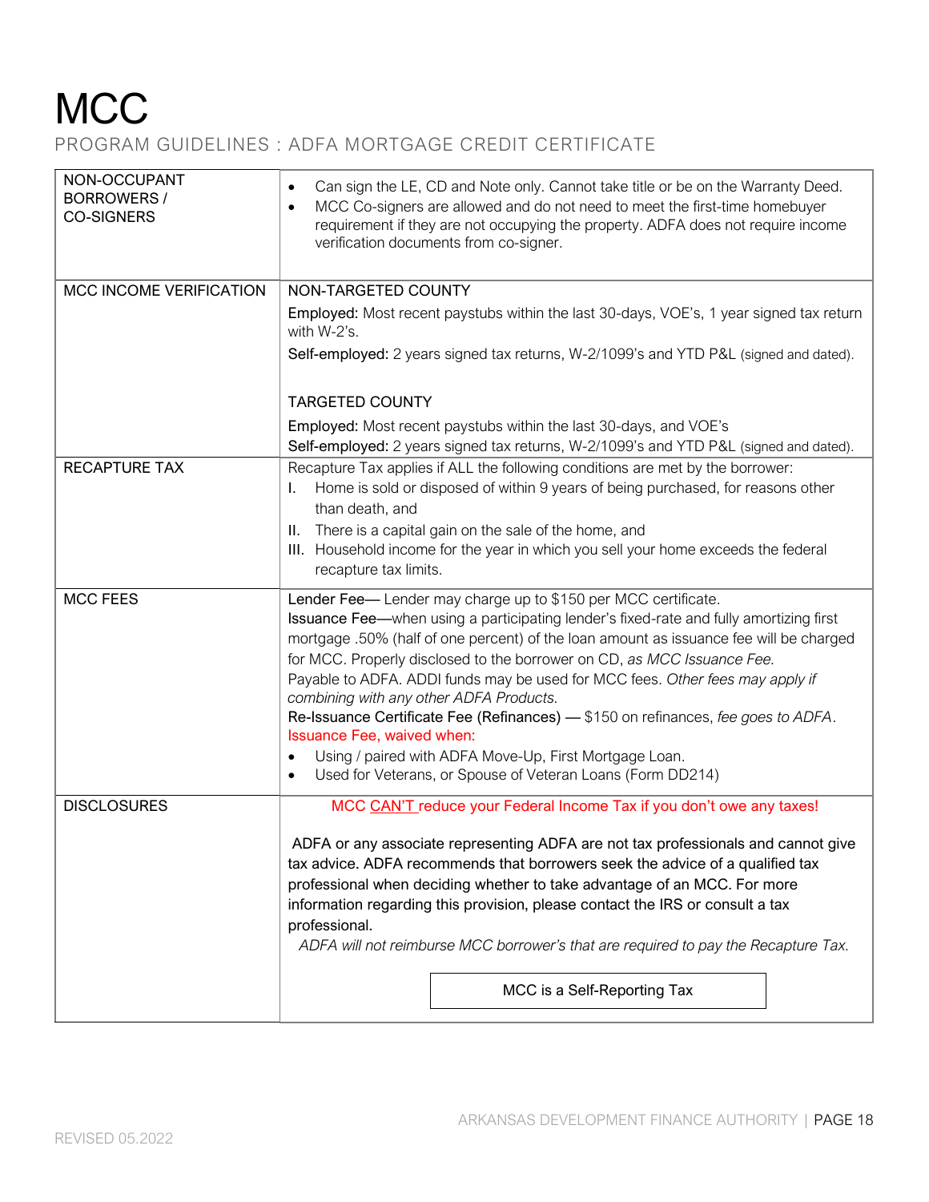# MCC

PROGRAM GUIDELINES : ADFA MORTGAGE CREDIT CERTIFICATE

| | |
|---|---|
| NON-OCCUPANT BORROWERS / CO-SIGNERS | • Can sign the LE, CD and Note only. Cannot take title or be on the Warranty Deed.<br>• MCC Co-signers are allowed and do not need to meet the first-time homebuyer requirement if they are not occupying the property. ADFA does not require income verification documents from co-signer. |
| MCC INCOME VERIFICATION | NON-TARGETED COUNTY<br>Employed: Most recent paystubs within the last 30-days, VOE's, 1 year signed tax return with W-2's.<br>Self-employed: 2 years signed tax returns, W-2/1099's and YTD P&L (signed and dated).<br><br>TARGETED COUNTY<br>Employed: Most recent paystubs within the last 30-days, and VOE's<br>Self-employed: 2 years signed tax returns, W-2/1099's and YTD P&L (signed and dated). |
| RECAPTURE TAX | Recapture Tax applies if ALL the following conditions are met by the borrower:<br>I. Home is sold or disposed of within 9 years of being purchased, for reasons other than death, and<br>II. There is a capital gain on the sale of the home, and<br>III. Household income for the year in which you sell your home exceeds the federal recapture tax limits. |
| MCC FEES | Lender Fee— Lender may charge up to $150 per MCC certificate.<br>Issuance Fee—when using a participating lender's fixed-rate and fully amortizing first mortgage .50% (half of one percent) of the loan amount as issuance fee will be charged for MCC. Properly disclosed to the borrower on CD, *as MCC Issuance Fee.* Payable to ADFA. ADDI funds may be used for MCC fees. *Other fees may apply if combining with any other ADFA Products.*<br>Re-Issuance Certificate Fee (Refinances) — $150 on refinances, *fee goes to ADFA*.<br>Issuance Fee, waived when:<br>• Using / paired with ADFA Move-Up, First Mortgage Loan.<br>• Used for Veterans, or Spouse of Veteran Loans (Form DD214) |
| DISCLOSURES | MCC CAN'T reduce your Federal Income Tax if you don't owe any taxes!<br><br>ADFA or any associate representing ADFA are not tax professionals and cannot give tax advice. ADFA recommends that borrowers seek the advice of a qualified tax professional when deciding whether to take advantage of an MCC. For more information regarding this provision, please contact the IRS or consult a tax professional.<br>*ADFA will not reimburse MCC borrower's that are required to pay the Recapture Tax.*<br><br>MCC is a Self-Reporting Tax |

REVISED 05.2022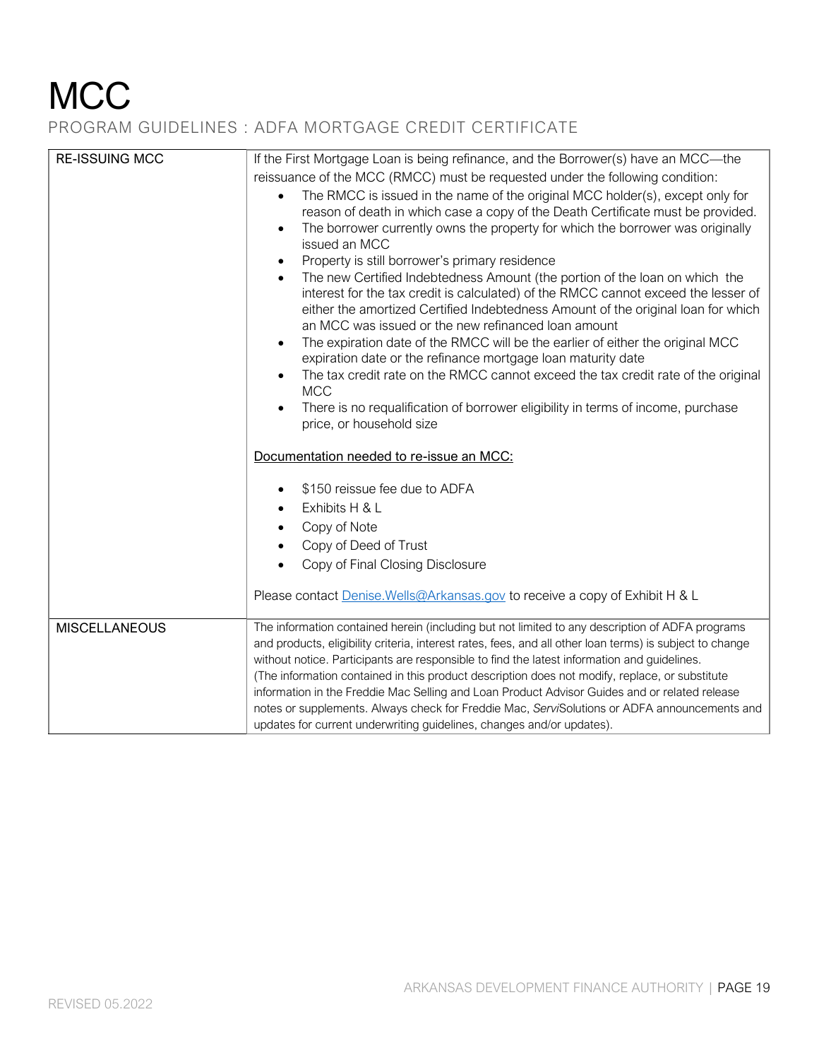# MCC

PROGRAM GUIDELINES : ADFA MORTGAGE CREDIT CERTIFICATE

| | |
|---|---|
| RE-ISSUING MCC | If the First Mortgage Loan is being refinance, and the Borrower(s) have an MCC—the reissuance of the MCC (RMCC) must be requested under the following condition:<br>• The RMCC is issued in the name of the original MCC holder(s), except only for reason of death in which case a copy of the Death Certificate must be provided.<br>• The borrower currently owns the property for which the borrower was originally issued an MCC<br>• Property is still borrower's primary residence<br>• The new Certified Indebtedness Amount (the portion of the loan on which the interest for the tax credit is calculated) of the RMCC cannot exceed the lesser of either the amortized Certified Indebtedness Amount of the original loan for which an MCC was issued or the new refinanced loan amount<br>• The expiration date of the RMCC will be the earlier of either the original MCC expiration date or the refinance mortgage loan maturity date<br>• The tax credit rate on the RMCC cannot exceed the tax credit rate of the original MCC<br>• There is no requalification of borrower eligibility in terms of income, purchase price, or household size<br><br>Documentation needed to re-issue an MCC:<br><br>• $150 reissue fee due to ADFA<br>• Exhibits H & L<br>• Copy of Note<br>• Copy of Deed of Trust<br>• Copy of Final Closing Disclosure<br><br>Please contact Denise.Wells@Arkansas.gov to receive a copy of Exhibit H & L |
| MISCELLANEOUS | The information contained herein (including but not limited to any description of ADFA programs and products, eligibility criteria, interest rates, fees, and all other loan terms) is subject to change without notice. Participants are responsible to find the latest information and guidelines.<br>(The information contained in this product description does not modify, replace, or substitute information in the Freddie Mac Selling and Loan Product Advisor Guides and or related release notes or supplements. Always check for Freddie Mac, *Servi*Solutions or ADFA announcements and updates for current underwriting guidelines, changes and/or updates). |

REVISED 05.2022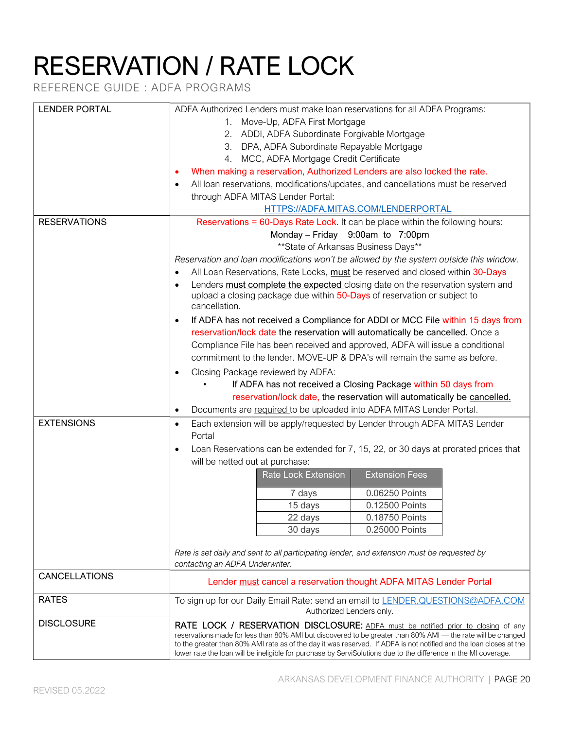# RESERVATION / RATE LOCK

REFERENCE GUIDE : ADFA PROGRAMS

## LENDER PORTAL

ADFA Authorized Lenders must make loan reservations for all ADFA Programs:

1. Move-Up, ADFA First Mortgage
2. ADDI, ADFA Subordinate Forgivable Mortgage
3. DPA, ADFA Subordinate Repayable Mortgage
4. MCC, ADFA Mortgage Credit Certificate

- When making a reservation, Authorized Lenders are also locked the rate.
- All loan reservations, modifications/updates, and cancellations must be reserved through ADFA MITAS Lender Portal: HTTPS://ADFA.MITAS.COM/LENDERPORTAL

## RESERVATIONS

Reservations = 60-Days Rate Lock. It can be place within the following hours:

Monday – Friday 9:00am to 7:00pm

**State of Arkansas Business Days**

*Reservation and loan modifications won't be allowed by the system outside this window.*

- All Loan Reservations, Rate Locks, must be reserved and closed within 30-Days
- Lenders must complete the expected closing date on the reservation system and upload a closing package due within 50-Days of reservation or subject to cancellation.
- If ADFA has not received a Compliance for ADDI or MCC File within 15 days from reservation/lock date the reservation will automatically be cancelled. Once a Compliance File has been received and approved, ADFA will issue a conditional commitment to the lender. MOVE-UP & DPA's will remain the same as before.
- Closing Package reviewed by ADFA:
  - If ADFA has not received a Closing Package within 50 days from reservation/lock date, the reservation will automatically be cancelled.
- Documents are required to be uploaded into ADFA MITAS Lender Portal.

## EXTENSIONS

- Each extension will be apply/requested by Lender through ADFA MITAS Lender Portal
- Loan Reservations can be extended for 7, 15, 22, or 30 days at prorated prices that will be netted out at purchase:

| Rate Lock Extension | Extension Fees |
|---|---|
| 7 days | 0.06250 Points |
| 15 days | 0.12500 Points |
| 22 days | 0.18750 Points |
| 30 days | 0.25000 Points |

*Rate is set daily and sent to all participating lender, and extension must be requested by contacting an ADFA Underwriter.*

## CANCELLATIONS

Lender must cancel a reservation thought ADFA MITAS Lender Portal

## RATES

To sign up for our Daily Email Rate: send an email to LENDER.QUESTIONS@ADFA.COM

Authorized Lenders only.

## DISCLOSURE

**RATE LOCK / RESERVATION DISCLOSURE:** ADFA must be notified prior to closing of any reservations made for less than 80% AMI but discovered to be greater than 80% AMI — the rate will be changed to the greater than 80% AMI rate as of the day it was reserved. If ADFA is not notified and the loan closes at the lower rate the loan will be ineligible for purchase by ServiSolutions due to the difference in the MI coverage.

REVISED 05.2022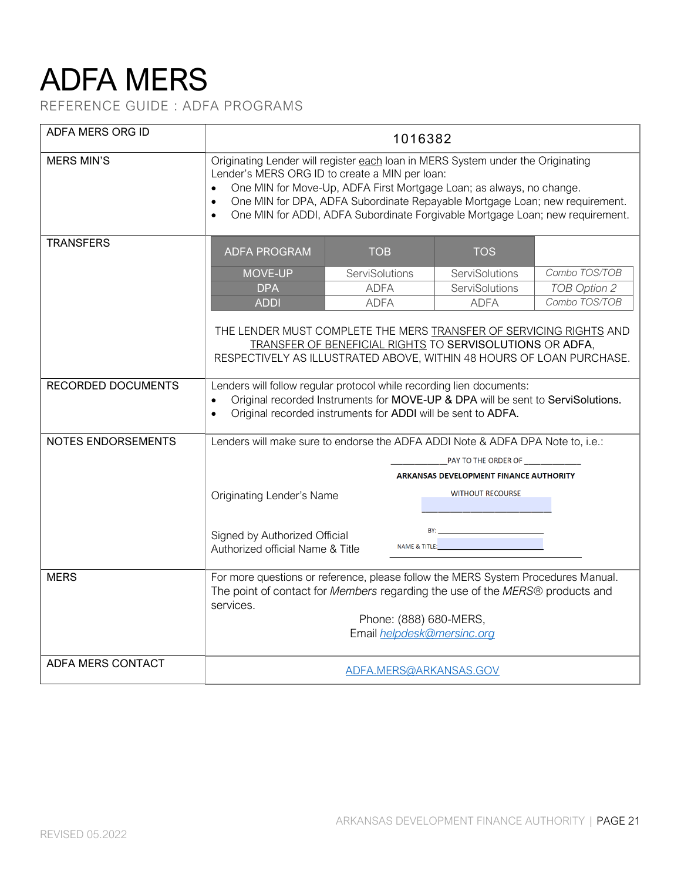# ADFA MERS

REFERENCE GUIDE : ADFA PROGRAMS

| ADFA MERS ORG ID | 1016382 |
|---|---|
| MERS MIN'S | Originating Lender will register each loan in MERS System under the Originating Lender's MERS ORG ID to create a MIN per loan:<br>• One MIN for Move-Up, ADFA First Mortgage Loan; as always, no change.<br>• One MIN for DPA, ADFA Subordinate Repayable Mortgage Loan; new requirement.<br>• One MIN for ADDI, ADFA Subordinate Forgivable Mortgage Loan; new requirement. |
| TRANSFERS | See transfer table below.<br>THE LENDER MUST COMPLETE THE MERS TRANSFER OF SERVICING RIGHTS AND TRANSFER OF BENEFICIAL RIGHTS TO **SERVISOLUTIONS** OR **ADFA**, RESPECTIVELY AS ILLUSTRATED ABOVE, WITHIN 48 HOURS OF LOAN PURCHASE. |
| RECORDED DOCUMENTS | Lenders will follow regular protocol while recording lien documents:<br>• Original recorded Instruments for **MOVE-UP & DPA** will be sent to **ServiSolutions.**<br>• Original recorded instruments for **ADDI** will be sent to **ADFA.** |
| NOTES ENDORSEMENTS | Lenders will make sure to endorse the ADFA ADDI Note & ADFA DPA Note to, i.e.:<br>\_\_\_\_\_\_\_\_\_\_\_PAY TO THE ORDER OF \_\_\_\_\_\_\_\_\_\_\_<br>**ARKANSAS DEVELOPMENT FINANCE AUTHORITY**<br>WITHOUT RECOURSE<br>Originating Lender's Name \_\_\_\_\_\_\_\_\_\_\_\_\_\_\_\_\_\_\_\_\_\_\_\_<br>Signed by Authorized Official — BY: \_\_\_\_\_\_\_\_\_\_\_\_\_\_\_\_\_\_\_\_<br>Authorized official Name & Title — NAME & TITLE: \_\_\_\_\_\_\_\_\_\_\_\_\_\_\_\_\_\_\_\_ |
| MERS | For more questions or reference, please follow the MERS System Procedures Manual. The point of contact for *Members* regarding the use of the *MERS*® products and services.<br>Phone: (888) 680-MERS,<br>Email *helpdesk@mersinc.org* |
| ADFA MERS CONTACT | ADFA.MERS@ARKANSAS.GOV |

**Transfers:**

| ADFA PROGRAM | TOB | TOS | |
|---|---|---|---|
| MOVE-UP | ServiSolutions | ServiSolutions | *Combo TOS/TOB* |
| DPA | ADFA | ServiSolutions | *TOB Option 2* |
| ADDI | ADFA | ADFA | *Combo TOS/TOB* |

REVISED 05.2022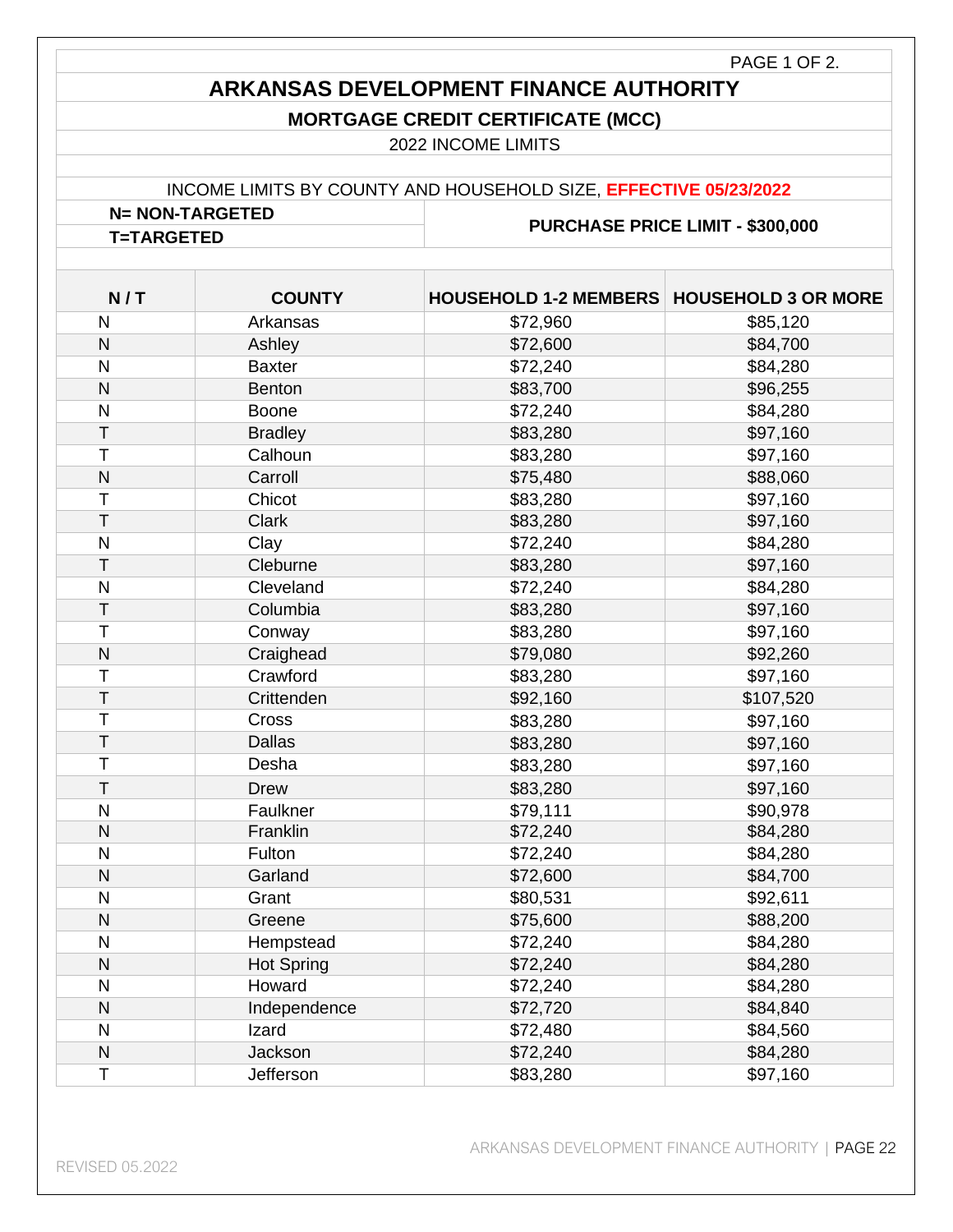# ARKANSAS DEVELOPMENT FINANCE AUTHORITY

## MORTGAGE CREDIT CERTIFICATE (MCC)

2022 INCOME LIMITS

INCOME LIMITS BY COUNTY AND HOUSEHOLD SIZE, **EFFECTIVE 05/23/2022**

**N= NON-TARGETED**
**T=TARGETED**

**PURCHASE PRICE LIMIT - $300,000**

| N / T | COUNTY | HOUSEHOLD 1-2 MEMBERS | HOUSEHOLD 3 OR MORE |
|---|---|---|---|
| N | Arkansas | $72,960 | $85,120 |
| N | Ashley | $72,600 | $84,700 |
| N | Baxter | $72,240 | $84,280 |
| N | Benton | $83,700 | $96,255 |
| N | Boone | $72,240 | $84,280 |
| T | Bradley | $83,280 | $97,160 |
| T | Calhoun | $83,280 | $97,160 |
| N | Carroll | $75,480 | $88,060 |
| T | Chicot | $83,280 | $97,160 |
| T | Clark | $83,280 | $97,160 |
| N | Clay | $72,240 | $84,280 |
| T | Cleburne | $83,280 | $97,160 |
| N | Cleveland | $72,240 | $84,280 |
| T | Columbia | $83,280 | $97,160 |
| T | Conway | $83,280 | $97,160 |
| N | Craighead | $79,080 | $92,260 |
| T | Crawford | $83,280 | $97,160 |
| T | Crittenden | $92,160 | $107,520 |
| T | Cross | $83,280 | $97,160 |
| T | Dallas | $83,280 | $97,160 |
| T | Desha | $83,280 | $97,160 |
| T | Drew | $83,280 | $97,160 |
| N | Faulkner | $79,111 | $90,978 |
| N | Franklin | $72,240 | $84,280 |
| N | Fulton | $72,240 | $84,280 |
| N | Garland | $72,600 | $84,700 |
| N | Grant | $80,531 | $92,611 |
| N | Greene | $75,600 | $88,200 |
| N | Hempstead | $72,240 | $84,280 |
| N | Hot Spring | $72,240 | $84,280 |
| N | Howard | $72,240 | $84,280 |
| N | Independence | $72,720 | $84,840 |
| N | Izard | $72,480 | $84,560 |
| N | Jackson | $72,240 | $84,280 |
| T | Jefferson | $83,280 | $97,160 |

REVISED 05.2022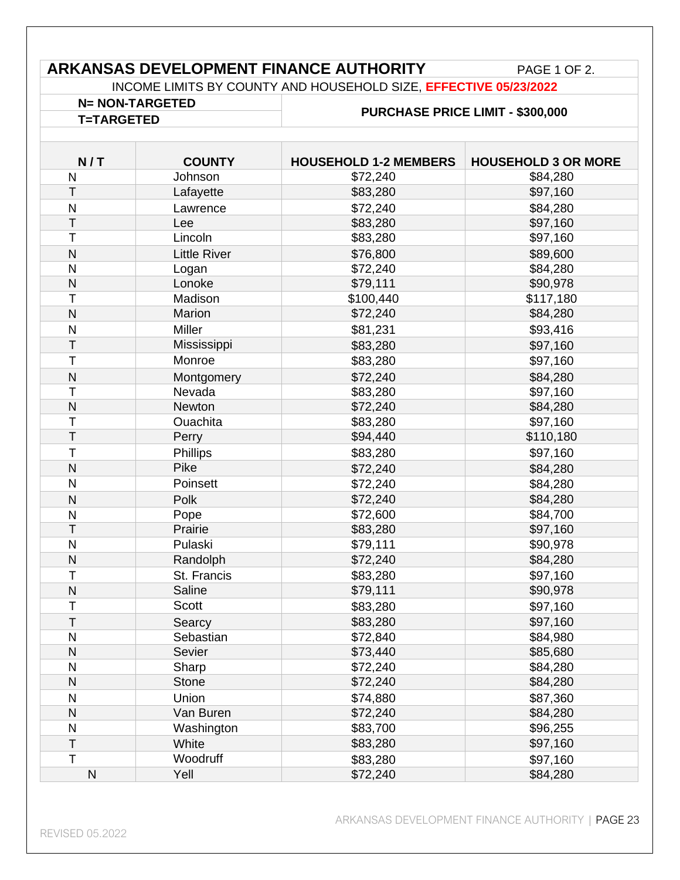## ARKANSAS DEVELOPMENT FINANCE AUTHORITY

PAGE 1 OF 2.

INCOME LIMITS BY COUNTY AND HOUSEHOLD SIZE, **EFFECTIVE 05/23/2022**

**N= NON-TARGETED**

**T=TARGETED**

**PURCHASE PRICE LIMIT - $300,000**

| N / T | COUNTY | HOUSEHOLD 1-2 MEMBERS | HOUSEHOLD 3 OR MORE |
|---|---|---|---|
| N | Johnson | $72,240 | $84,280 |
| T | Lafayette | $83,280 | $97,160 |
| N | Lawrence | $72,240 | $84,280 |
| T | Lee | $83,280 | $97,160 |
| T | Lincoln | $83,280 | $97,160 |
| N | Little River | $76,800 | $89,600 |
| N | Logan | $72,240 | $84,280 |
| N | Lonoke | $79,111 | $90,978 |
| T | Madison | $100,440 | $117,180 |
| N | Marion | $72,240 | $84,280 |
| N | Miller | $81,231 | $93,416 |
| T | Mississippi | $83,280 | $97,160 |
| T | Monroe | $83,280 | $97,160 |
| N | Montgomery | $72,240 | $84,280 |
| T | Nevada | $83,280 | $97,160 |
| N | Newton | $72,240 | $84,280 |
| T | Ouachita | $83,280 | $97,160 |
| T | Perry | $94,440 | $110,180 |
| T | Phillips | $83,280 | $97,160 |
| N | Pike | $72,240 | $84,280 |
| N | Poinsett | $72,240 | $84,280 |
| N | Polk | $72,240 | $84,280 |
| N | Pope | $72,600 | $84,700 |
| T | Prairie | $83,280 | $97,160 |
| N | Pulaski | $79,111 | $90,978 |
| N | Randolph | $72,240 | $84,280 |
| T | St. Francis | $83,280 | $97,160 |
| N | Saline | $79,111 | $90,978 |
| T | Scott | $83,280 | $97,160 |
| T | Searcy | $83,280 | $97,160 |
| N | Sebastian | $72,840 | $84,980 |
| N | Sevier | $73,440 | $85,680 |
| N | Sharp | $72,240 | $84,280 |
| N | Stone | $72,240 | $84,280 |
| N | Union | $74,880 | $87,360 |
| N | Van Buren | $72,240 | $84,280 |
| N | Washington | $83,700 | $96,255 |
| T | White | $83,280 | $97,160 |
| T | Woodruff | $83,280 | $97,160 |
| N | Yell | $72,240 | $84,280 |

REVISED 05.2022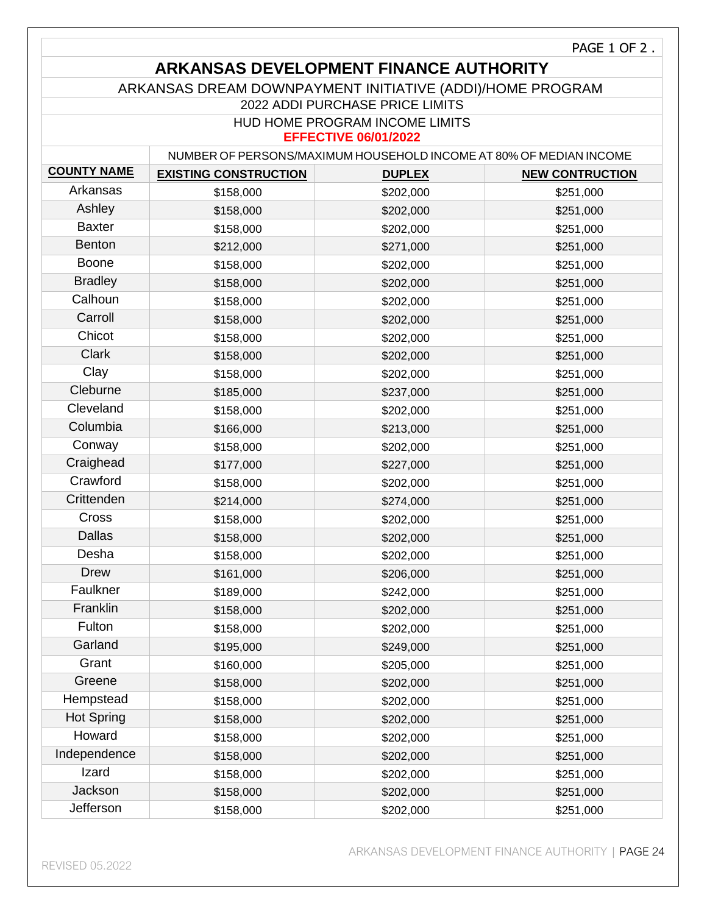# ARKANSAS DEVELOPMENT FINANCE AUTHORITY

## ARKANSAS DREAM DOWNPAYMENT INITIATIVE (ADDI)/HOME PROGRAM

### 2022 ADDI PURCHASE PRICE LIMITS

### HUD HOME PROGRAM INCOME LIMITS

**EFFECTIVE 06/01/2022**

| | NUMBER OF PERSONS/MAXIMUM HOUSEHOLD INCOME AT 80% OF MEDIAN INCOME | | |
|---|---|---|---|
| **COUNTY NAME** | **EXISTING CONSTRUCTION** | **DUPLEX** | **NEW CONTRUCTION** |
| Arkansas | $158,000 | $202,000 | $251,000 |
| Ashley | $158,000 | $202,000 | $251,000 |
| Baxter | $158,000 | $202,000 | $251,000 |
| Benton | $212,000 | $271,000 | $251,000 |
| Boone | $158,000 | $202,000 | $251,000 |
| Bradley | $158,000 | $202,000 | $251,000 |
| Calhoun | $158,000 | $202,000 | $251,000 |
| Carroll | $158,000 | $202,000 | $251,000 |
| Chicot | $158,000 | $202,000 | $251,000 |
| Clark | $158,000 | $202,000 | $251,000 |
| Clay | $158,000 | $202,000 | $251,000 |
| Cleburne | $185,000 | $237,000 | $251,000 |
| Cleveland | $158,000 | $202,000 | $251,000 |
| Columbia | $166,000 | $213,000 | $251,000 |
| Conway | $158,000 | $202,000 | $251,000 |
| Craighead | $177,000 | $227,000 | $251,000 |
| Crawford | $158,000 | $202,000 | $251,000 |
| Crittenden | $214,000 | $274,000 | $251,000 |
| Cross | $158,000 | $202,000 | $251,000 |
| Dallas | $158,000 | $202,000 | $251,000 |
| Desha | $158,000 | $202,000 | $251,000 |
| Drew | $161,000 | $206,000 | $251,000 |
| Faulkner | $189,000 | $242,000 | $251,000 |
| Franklin | $158,000 | $202,000 | $251,000 |
| Fulton | $158,000 | $202,000 | $251,000 |
| Garland | $195,000 | $249,000 | $251,000 |
| Grant | $160,000 | $205,000 | $251,000 |
| Greene | $158,000 | $202,000 | $251,000 |
| Hempstead | $158,000 | $202,000 | $251,000 |
| Hot Spring | $158,000 | $202,000 | $251,000 |
| Howard | $158,000 | $202,000 | $251,000 |
| Independence | $158,000 | $202,000 | $251,000 |
| Izard | $158,000 | $202,000 | $251,000 |
| Jackson | $158,000 | $202,000 | $251,000 |
| Jefferson | $158,000 | $202,000 | $251,000 |

REVISED 05.2022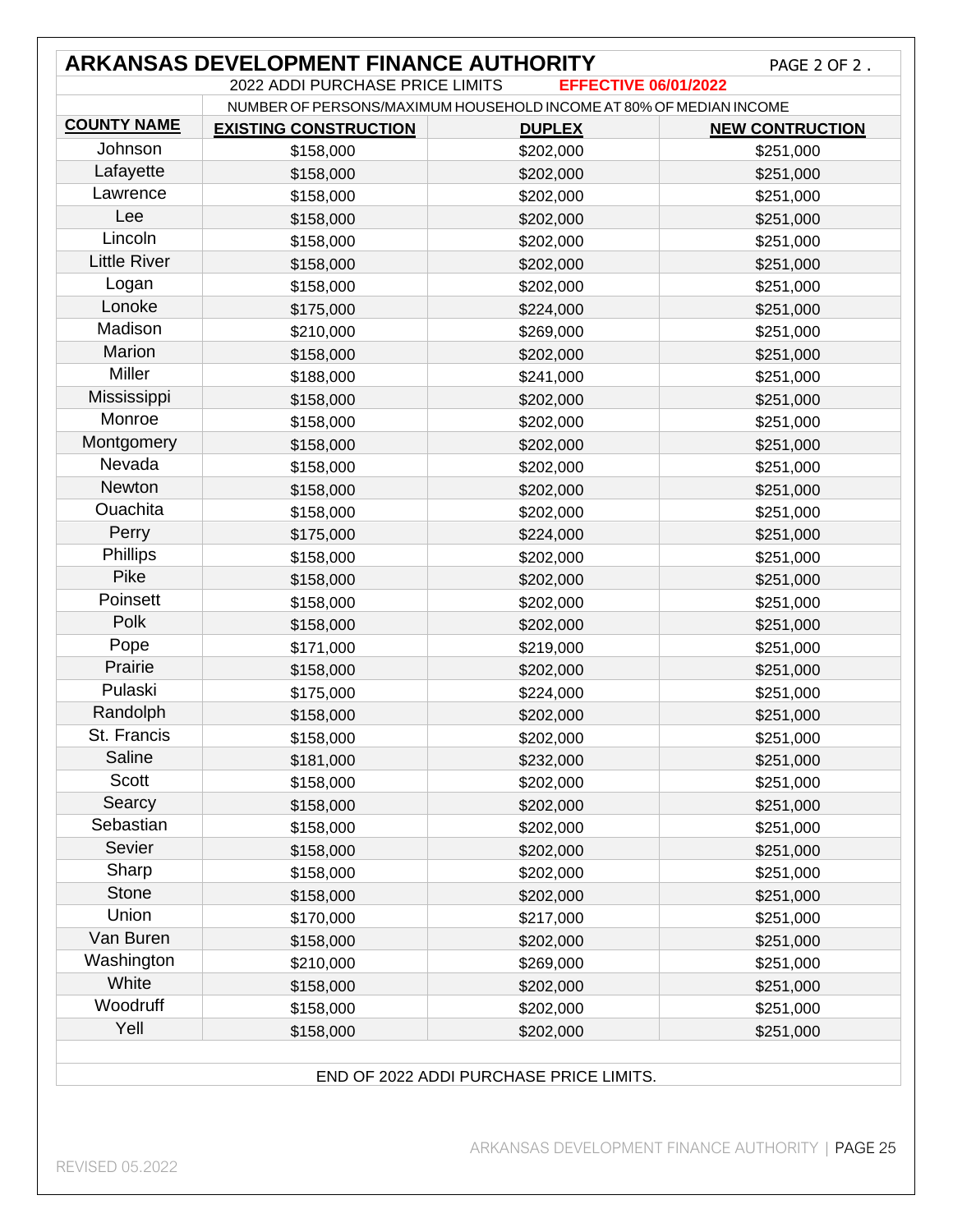## ARKANSAS DEVELOPMENT FINANCE AUTHORITY

PAGE 2 OF 2 .

2022 ADDI PURCHASE PRICE LIMITS **EFFECTIVE 06/01/2022**

NUMBER OF PERSONS/MAXIMUM HOUSEHOLD INCOME AT 80% OF MEDIAN INCOME

| COUNTY NAME | EXISTING CONSTRUCTION | DUPLEX | NEW CONTRUCTION |
|---|---|---|---|
| Johnson | $158,000 | $202,000 | $251,000 |
| Lafayette | $158,000 | $202,000 | $251,000 |
| Lawrence | $158,000 | $202,000 | $251,000 |
| Lee | $158,000 | $202,000 | $251,000 |
| Lincoln | $158,000 | $202,000 | $251,000 |
| Little River | $158,000 | $202,000 | $251,000 |
| Logan | $158,000 | $202,000 | $251,000 |
| Lonoke | $175,000 | $224,000 | $251,000 |
| Madison | $210,000 | $269,000 | $251,000 |
| Marion | $158,000 | $202,000 | $251,000 |
| Miller | $188,000 | $241,000 | $251,000 |
| Mississippi | $158,000 | $202,000 | $251,000 |
| Monroe | $158,000 | $202,000 | $251,000 |
| Montgomery | $158,000 | $202,000 | $251,000 |
| Nevada | $158,000 | $202,000 | $251,000 |
| Newton | $158,000 | $202,000 | $251,000 |
| Ouachita | $158,000 | $202,000 | $251,000 |
| Perry | $175,000 | $224,000 | $251,000 |
| Phillips | $158,000 | $202,000 | $251,000 |
| Pike | $158,000 | $202,000 | $251,000 |
| Poinsett | $158,000 | $202,000 | $251,000 |
| Polk | $158,000 | $202,000 | $251,000 |
| Pope | $171,000 | $219,000 | $251,000 |
| Prairie | $158,000 | $202,000 | $251,000 |
| Pulaski | $175,000 | $224,000 | $251,000 |
| Randolph | $158,000 | $202,000 | $251,000 |
| St. Francis | $158,000 | $202,000 | $251,000 |
| Saline | $181,000 | $232,000 | $251,000 |
| Scott | $158,000 | $202,000 | $251,000 |
| Searcy | $158,000 | $202,000 | $251,000 |
| Sebastian | $158,000 | $202,000 | $251,000 |
| Sevier | $158,000 | $202,000 | $251,000 |
| Sharp | $158,000 | $202,000 | $251,000 |
| Stone | $158,000 | $202,000 | $251,000 |
| Union | $170,000 | $217,000 | $251,000 |
| Van Buren | $158,000 | $202,000 | $251,000 |
| Washington | $210,000 | $269,000 | $251,000 |
| White | $158,000 | $202,000 | $251,000 |
| Woodruff | $158,000 | $202,000 | $251,000 |
| Yell | $158,000 | $202,000 | $251,000 |

END OF 2022 ADDI PURCHASE PRICE LIMITS.

REVISED 05.2022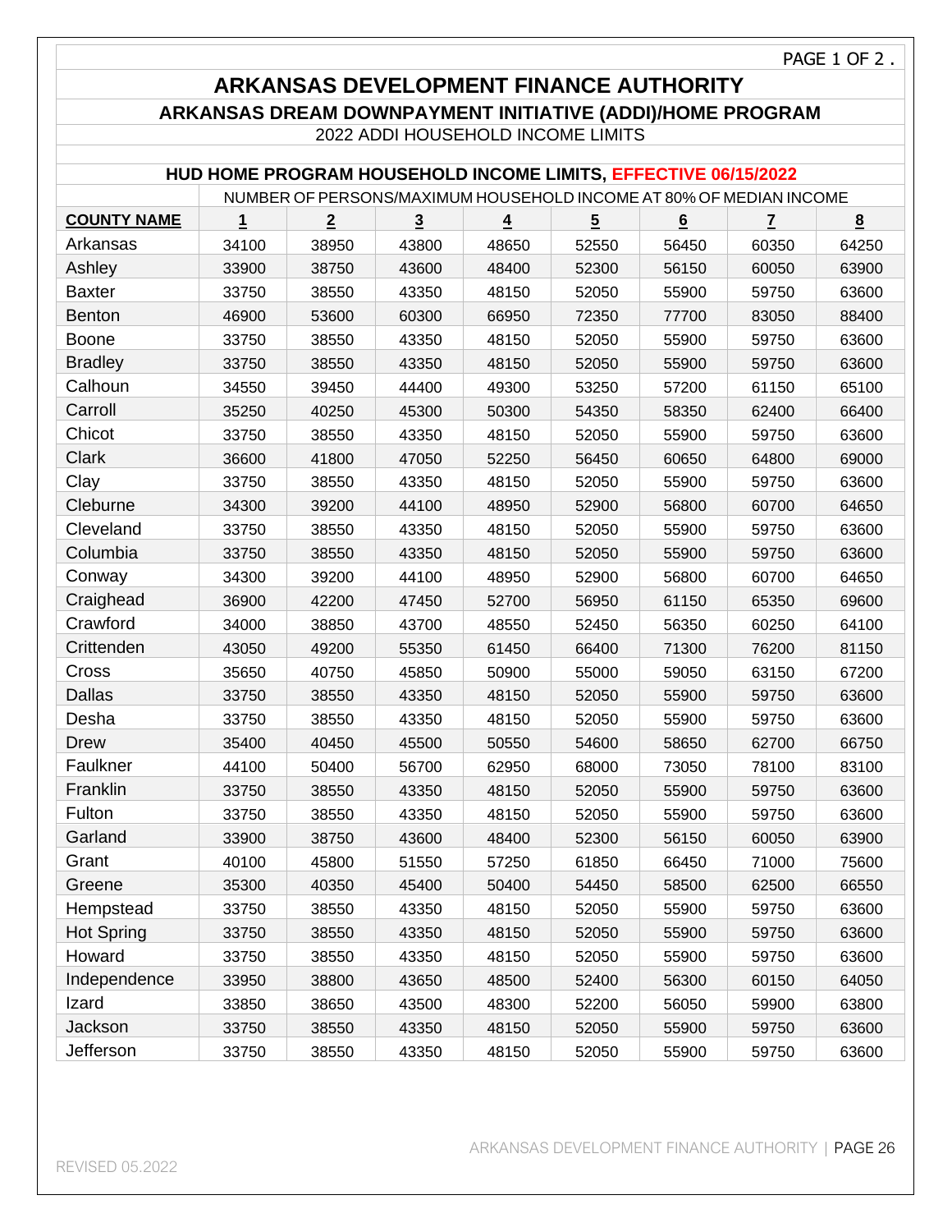# ARKANSAS DEVELOPMENT FINANCE AUTHORITY

## ARKANSAS DREAM DOWNPAYMENT INITIATIVE (ADDI)/HOME PROGRAM

2022 ADDI HOUSEHOLD INCOME LIMITS

### HUD HOME PROGRAM HOUSEHOLD INCOME LIMITS, EFFECTIVE 06/15/2022

| | NUMBER OF PERSONS/MAXIMUM HOUSEHOLD INCOME AT 80% OF MEDIAN INCOME | | | | | | | |
|---|---|---|---|---|---|---|---|---|
| **COUNTY NAME** | **1** | **2** | **3** | **4** | **5** | **6** | **7** | **8** |
| Arkansas | 34100 | 38950 | 43800 | 48650 | 52550 | 56450 | 60350 | 64250 |
| Ashley | 33900 | 38750 | 43600 | 48400 | 52300 | 56150 | 60050 | 63900 |
| Baxter | 33750 | 38550 | 43350 | 48150 | 52050 | 55900 | 59750 | 63600 |
| Benton | 46900 | 53600 | 60300 | 66950 | 72350 | 77700 | 83050 | 88400 |
| Boone | 33750 | 38550 | 43350 | 48150 | 52050 | 55900 | 59750 | 63600 |
| Bradley | 33750 | 38550 | 43350 | 48150 | 52050 | 55900 | 59750 | 63600 |
| Calhoun | 34550 | 39450 | 44400 | 49300 | 53250 | 57200 | 61150 | 65100 |
| Carroll | 35250 | 40250 | 45300 | 50300 | 54350 | 58350 | 62400 | 66400 |
| Chicot | 33750 | 38550 | 43350 | 48150 | 52050 | 55900 | 59750 | 63600 |
| Clark | 36600 | 41800 | 47050 | 52250 | 56450 | 60650 | 64800 | 69000 |
| Clay | 33750 | 38550 | 43350 | 48150 | 52050 | 55900 | 59750 | 63600 |
| Cleburne | 34300 | 39200 | 44100 | 48950 | 52900 | 56800 | 60700 | 64650 |
| Cleveland | 33750 | 38550 | 43350 | 48150 | 52050 | 55900 | 59750 | 63600 |
| Columbia | 33750 | 38550 | 43350 | 48150 | 52050 | 55900 | 59750 | 63600 |
| Conway | 34300 | 39200 | 44100 | 48950 | 52900 | 56800 | 60700 | 64650 |
| Craighead | 36900 | 42200 | 47450 | 52700 | 56950 | 61150 | 65350 | 69600 |
| Crawford | 34000 | 38850 | 43700 | 48550 | 52450 | 56350 | 60250 | 64100 |
| Crittenden | 43050 | 49200 | 55350 | 61450 | 66400 | 71300 | 76200 | 81150 |
| Cross | 35650 | 40750 | 45850 | 50900 | 55000 | 59050 | 63150 | 67200 |
| Dallas | 33750 | 38550 | 43350 | 48150 | 52050 | 55900 | 59750 | 63600 |
| Desha | 33750 | 38550 | 43350 | 48150 | 52050 | 55900 | 59750 | 63600 |
| Drew | 35400 | 40450 | 45500 | 50550 | 54600 | 58650 | 62700 | 66750 |
| Faulkner | 44100 | 50400 | 56700 | 62950 | 68000 | 73050 | 78100 | 83100 |
| Franklin | 33750 | 38550 | 43350 | 48150 | 52050 | 55900 | 59750 | 63600 |
| Fulton | 33750 | 38550 | 43350 | 48150 | 52050 | 55900 | 59750 | 63600 |
| Garland | 33900 | 38750 | 43600 | 48400 | 52300 | 56150 | 60050 | 63900 |
| Grant | 40100 | 45800 | 51550 | 57250 | 61850 | 66450 | 71000 | 75600 |
| Greene | 35300 | 40350 | 45400 | 50400 | 54450 | 58500 | 62500 | 66550 |
| Hempstead | 33750 | 38550 | 43350 | 48150 | 52050 | 55900 | 59750 | 63600 |
| Hot Spring | 33750 | 38550 | 43350 | 48150 | 52050 | 55900 | 59750 | 63600 |
| Howard | 33750 | 38550 | 43350 | 48150 | 52050 | 55900 | 59750 | 63600 |
| Independence | 33950 | 38800 | 43650 | 48500 | 52400 | 56300 | 60150 | 64050 |
| Izard | 33850 | 38650 | 43500 | 48300 | 52200 | 56050 | 59900 | 63800 |
| Jackson | 33750 | 38550 | 43350 | 48150 | 52050 | 55900 | 59750 | 63600 |
| Jefferson | 33750 | 38550 | 43350 | 48150 | 52050 | 55900 | 59750 | 63600 |

REVISED 05.2022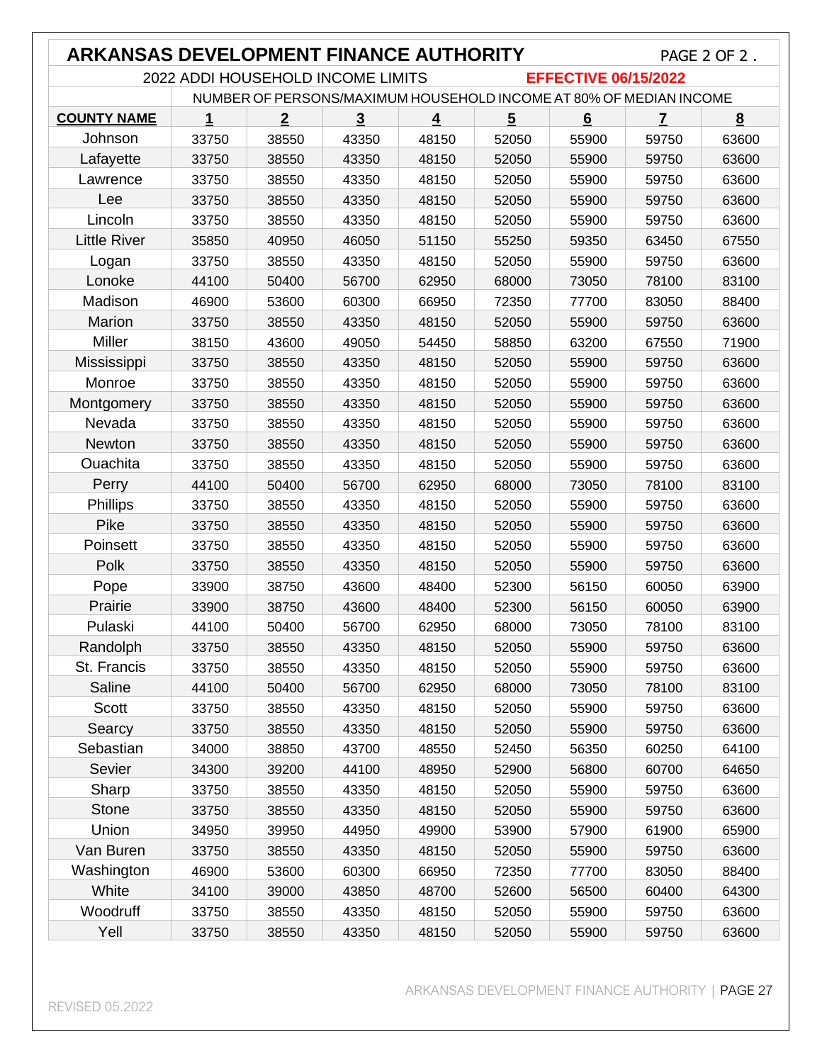# ARKANSAS DEVELOPMENT FINANCE AUTHORITY

PAGE 2 OF 2 .

2022 ADDI HOUSEHOLD INCOME LIMITS **EFFECTIVE 06/15/2022**

| | NUMBER OF PERSONS/MAXIMUM HOUSEHOLD INCOME AT 80% OF MEDIAN INCOME | | | | | | | |
|---|---|---|---|---|---|---|---|---|
| **COUNTY NAME** | **1** | **2** | **3** | **4** | **5** | **6** | **7** | **8** |
| Johnson | 33750 | 38550 | 43350 | 48150 | 52050 | 55900 | 59750 | 63600 |
| Lafayette | 33750 | 38550 | 43350 | 48150 | 52050 | 55900 | 59750 | 63600 |
| Lawrence | 33750 | 38550 | 43350 | 48150 | 52050 | 55900 | 59750 | 63600 |
| Lee | 33750 | 38550 | 43350 | 48150 | 52050 | 55900 | 59750 | 63600 |
| Lincoln | 33750 | 38550 | 43350 | 48150 | 52050 | 55900 | 59750 | 63600 |
| Little River | 35850 | 40950 | 46050 | 51150 | 55250 | 59350 | 63450 | 67550 |
| Logan | 33750 | 38550 | 43350 | 48150 | 52050 | 55900 | 59750 | 63600 |
| Lonoke | 44100 | 50400 | 56700 | 62950 | 68000 | 73050 | 78100 | 83100 |
| Madison | 46900 | 53600 | 60300 | 66950 | 72350 | 77700 | 83050 | 88400 |
| Marion | 33750 | 38550 | 43350 | 48150 | 52050 | 55900 | 59750 | 63600 |
| Miller | 38150 | 43600 | 49050 | 54450 | 58850 | 63200 | 67550 | 71900 |
| Mississippi | 33750 | 38550 | 43350 | 48150 | 52050 | 55900 | 59750 | 63600 |
| Monroe | 33750 | 38550 | 43350 | 48150 | 52050 | 55900 | 59750 | 63600 |
| Montgomery | 33750 | 38550 | 43350 | 48150 | 52050 | 55900 | 59750 | 63600 |
| Nevada | 33750 | 38550 | 43350 | 48150 | 52050 | 55900 | 59750 | 63600 |
| Newton | 33750 | 38550 | 43350 | 48150 | 52050 | 55900 | 59750 | 63600 |
| Ouachita | 33750 | 38550 | 43350 | 48150 | 52050 | 55900 | 59750 | 63600 |
| Perry | 44100 | 50400 | 56700 | 62950 | 68000 | 73050 | 78100 | 83100 |
| Phillips | 33750 | 38550 | 43350 | 48150 | 52050 | 55900 | 59750 | 63600 |
| Pike | 33750 | 38550 | 43350 | 48150 | 52050 | 55900 | 59750 | 63600 |
| Poinsett | 33750 | 38550 | 43350 | 48150 | 52050 | 55900 | 59750 | 63600 |
| Polk | 33750 | 38550 | 43350 | 48150 | 52050 | 55900 | 59750 | 63600 |
| Pope | 33900 | 38750 | 43600 | 48400 | 52300 | 56150 | 60050 | 63900 |
| Prairie | 33900 | 38750 | 43600 | 48400 | 52300 | 56150 | 60050 | 63900 |
| Pulaski | 44100 | 50400 | 56700 | 62950 | 68000 | 73050 | 78100 | 83100 |
| Randolph | 33750 | 38550 | 43350 | 48150 | 52050 | 55900 | 59750 | 63600 |
| St. Francis | 33750 | 38550 | 43350 | 48150 | 52050 | 55900 | 59750 | 63600 |
| Saline | 44100 | 50400 | 56700 | 62950 | 68000 | 73050 | 78100 | 83100 |
| Scott | 33750 | 38550 | 43350 | 48150 | 52050 | 55900 | 59750 | 63600 |
| Searcy | 33750 | 38550 | 43350 | 48150 | 52050 | 55900 | 59750 | 63600 |
| Sebastian | 34000 | 38850 | 43700 | 48550 | 52450 | 56350 | 60250 | 64100 |
| Sevier | 34300 | 39200 | 44100 | 48950 | 52900 | 56800 | 60700 | 64650 |
| Sharp | 33750 | 38550 | 43350 | 48150 | 52050 | 55900 | 59750 | 63600 |
| Stone | 33750 | 38550 | 43350 | 48150 | 52050 | 55900 | 59750 | 63600 |
| Union | 34950 | 39950 | 44950 | 49900 | 53900 | 57900 | 61900 | 65900 |
| Van Buren | 33750 | 38550 | 43350 | 48150 | 52050 | 55900 | 59750 | 63600 |
| Washington | 46900 | 53600 | 60300 | 66950 | 72350 | 77700 | 83050 | 88400 |
| White | 34100 | 39000 | 43850 | 48700 | 52600 | 56500 | 60400 | 64300 |
| Woodruff | 33750 | 38550 | 43350 | 48150 | 52050 | 55900 | 59750 | 63600 |
| Yell | 33750 | 38550 | 43350 | 48150 | 52050 | 55900 | 59750 | 63600 |

REVISED 05.2022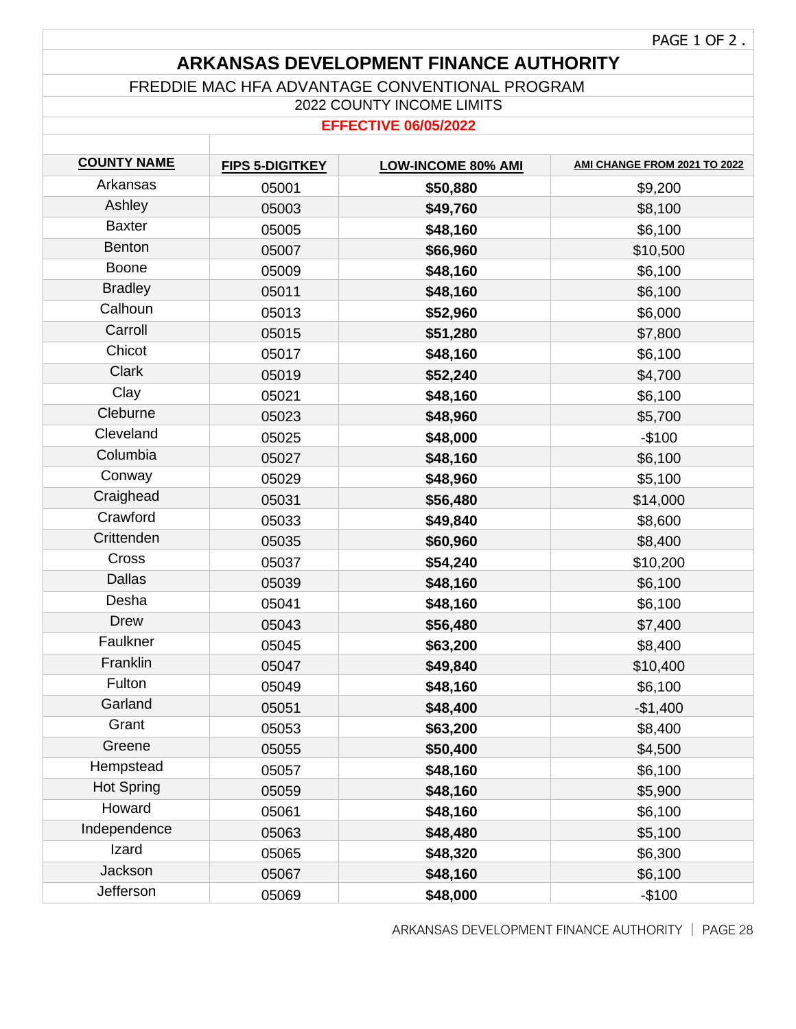# ARKANSAS DEVELOPMENT FINANCE AUTHORITY

## FREDDIE MAC HFA ADVANTAGE CONVENTIONAL PROGRAM

2022 COUNTY INCOME LIMITS

**EFFECTIVE 06/05/2022**

| COUNTY NAME | FIPS 5-DIGITKEY | LOW-INCOME 80% AMI | AMI CHANGE FROM 2021 TO 2022 |
|---|---|---|---|
| Arkansas | 05001 | **$50,880** | $9,200 |
| Ashley | 05003 | **$49,760** | $8,100 |
| Baxter | 05005 | **$48,160** | $6,100 |
| Benton | 05007 | **$66,960** | $10,500 |
| Boone | 05009 | **$48,160** | $6,100 |
| Bradley | 05011 | **$48,160** | $6,100 |
| Calhoun | 05013 | **$52,960** | $6,000 |
| Carroll | 05015 | **$51,280** | $7,800 |
| Chicot | 05017 | **$48,160** | $6,100 |
| Clark | 05019 | **$52,240** | $4,700 |
| Clay | 05021 | **$48,160** | $6,100 |
| Cleburne | 05023 | **$48,960** | $5,700 |
| Cleveland | 05025 | **$48,000** | -$100 |
| Columbia | 05027 | **$48,160** | $6,100 |
| Conway | 05029 | **$48,960** | $5,100 |
| Craighead | 05031 | **$56,480** | $14,000 |
| Crawford | 05033 | **$49,840** | $8,600 |
| Crittenden | 05035 | **$60,960** | $8,400 |
| Cross | 05037 | **$54,240** | $10,200 |
| Dallas | 05039 | **$48,160** | $6,100 |
| Desha | 05041 | **$48,160** | $6,100 |
| Drew | 05043 | **$56,480** | $7,400 |
| Faulkner | 05045 | **$63,200** | $8,400 |
| Franklin | 05047 | **$49,840** | $10,400 |
| Fulton | 05049 | **$48,160** | $6,100 |
| Garland | 05051 | **$48,400** | -$1,400 |
| Grant | 05053 | **$63,200** | $8,400 |
| Greene | 05055 | **$50,400** | $4,500 |
| Hempstead | 05057 | **$48,160** | $6,100 |
| Hot Spring | 05059 | **$48,160** | $5,900 |
| Howard | 05061 | **$48,160** | $6,100 |
| Independence | 05063 | **$48,480** | $5,100 |
| Izard | 05065 | **$48,320** | $6,300 |
| Jackson | 05067 | **$48,160** | $6,100 |
| Jefferson | 05069 | **$48,000** | -$100 |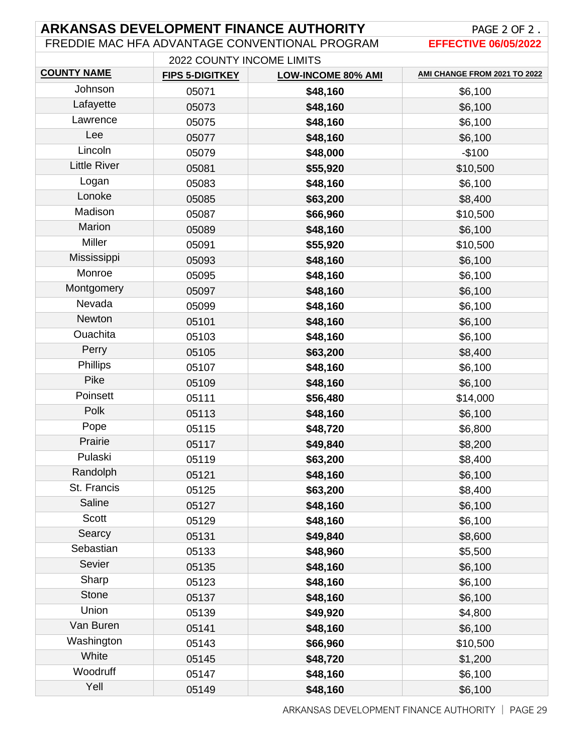# ARKANSAS DEVELOPMENT FINANCE AUTHORITY

PAGE 2 OF 2 .

## FREDDIE MAC HFA ADVANTAGE CONVENTIONAL PROGRAM

**EFFECTIVE 06/05/2022**

| | 2022 COUNTY INCOME LIMITS | | |
|---|---|---|---|
| **COUNTY NAME** | **FIPS 5-DIGITKEY** | **LOW-INCOME 80% AMI** | **AMI CHANGE FROM 2021 TO 2022** |
| Johnson | 05071 | **$48,160** | $6,100 |
| Lafayette | 05073 | **$48,160** | $6,100 |
| Lawrence | 05075 | **$48,160** | $6,100 |
| Lee | 05077 | **$48,160** | $6,100 |
| Lincoln | 05079 | **$48,000** | -$100 |
| Little River | 05081 | **$55,920** | $10,500 |
| Logan | 05083 | **$48,160** | $6,100 |
| Lonoke | 05085 | **$63,200** | $8,400 |
| Madison | 05087 | **$66,960** | $10,500 |
| Marion | 05089 | **$48,160** | $6,100 |
| Miller | 05091 | **$55,920** | $10,500 |
| Mississippi | 05093 | **$48,160** | $6,100 |
| Monroe | 05095 | **$48,160** | $6,100 |
| Montgomery | 05097 | **$48,160** | $6,100 |
| Nevada | 05099 | **$48,160** | $6,100 |
| Newton | 05101 | **$48,160** | $6,100 |
| Ouachita | 05103 | **$48,160** | $6,100 |
| Perry | 05105 | **$63,200** | $8,400 |
| Phillips | 05107 | **$48,160** | $6,100 |
| Pike | 05109 | **$48,160** | $6,100 |
| Poinsett | 05111 | **$56,480** | $14,000 |
| Polk | 05113 | **$48,160** | $6,100 |
| Pope | 05115 | **$48,720** | $6,800 |
| Prairie | 05117 | **$49,840** | $8,200 |
| Pulaski | 05119 | **$63,200** | $8,400 |
| Randolph | 05121 | **$48,160** | $6,100 |
| St. Francis | 05125 | **$63,200** | $8,400 |
| Saline | 05127 | **$48,160** | $6,100 |
| Scott | 05129 | **$48,160** | $6,100 |
| Searcy | 05131 | **$49,840** | $8,600 |
| Sebastian | 05133 | **$48,960** | $5,500 |
| Sevier | 05135 | **$48,160** | $6,100 |
| Sharp | 05123 | **$48,160** | $6,100 |
| Stone | 05137 | **$48,160** | $6,100 |
| Union | 05139 | **$49,920** | $4,800 |
| Van Buren | 05141 | **$48,160** | $6,100 |
| Washington | 05143 | **$66,960** | $10,500 |
| White | 05145 | **$48,720** | $1,200 |
| Woodruff | 05147 | **$48,160** | $6,100 |
| Yell | 05149 | **$48,160** | $6,100 |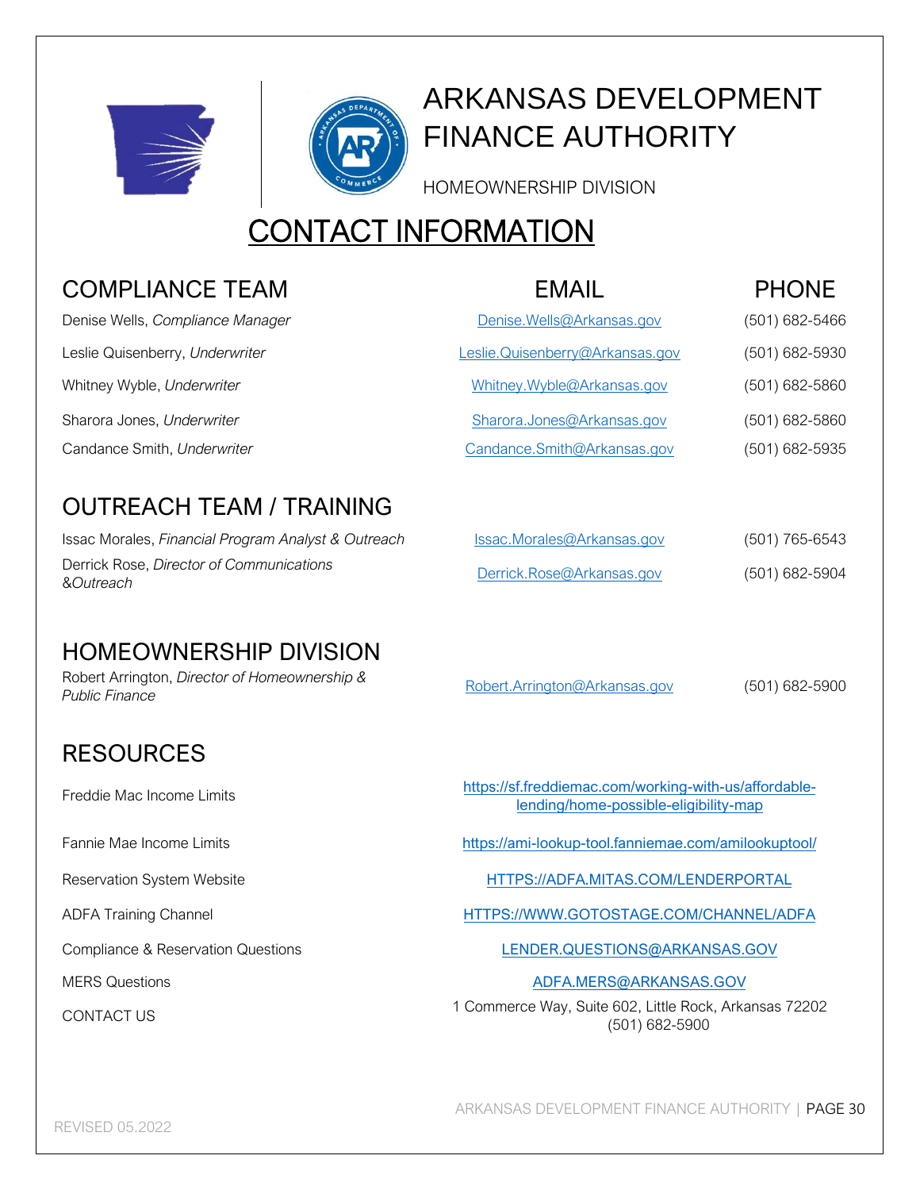# ARKANSAS DEVELOPMENT FINANCE AUTHORITY

HOMEOWNERSHIP DIVISION

## CONTACT INFORMATION

| COMPLIANCE TEAM | EMAIL | PHONE |
|---|---|---|
| Denise Wells, *Compliance Manager* | Denise.Wells@Arkansas.gov | (501) 682-5466 |
| Leslie Quisenberry, *Underwriter* | Leslie.Quisenberry@Arkansas.gov | (501) 682-5930 |
| Whitney Wyble, *Underwriter* | Whitney.Wyble@Arkansas.gov | (501) 682-5860 |
| Sharora Jones, *Underwriter* | Sharora.Jones@Arkansas.gov | (501) 682-5860 |
| Candance Smith, *Underwriter* | Candance.Smith@Arkansas.gov | (501) 682-5935 |

### OUTREACH TEAM / TRAINING

| | | |
|---|---|---|
| Issac Morales, *Financial Program Analyst & Outreach* | Issac.Morales@Arkansas.gov | (501) 765-6543 |
| Derrick Rose, *Director of Communications &Outreach* | Derrick.Rose@Arkansas.gov | (501) 682-5904 |

### HOMEOWNERSHIP DIVISION

| | | |
|---|---|---|
| Robert Arrington, *Director of Homeownership & Public Finance* | Robert.Arrington@Arkansas.gov | (501) 682-5900 |

### RESOURCES

| | |
|---|---|
| Freddie Mac Income Limits | https://sf.freddiemac.com/working-with-us/affordable-lending/home-possible-eligibility-map |
| Fannie Mae Income Limits | https://ami-lookup-tool.fanniemae.com/amilookuptool/ |
| Reservation System Website | HTTPS://ADFA.MITAS.COM/LENDERPORTAL |
| ADFA Training Channel | HTTPS://WWW.GOTOSTAGE.COM/CHANNEL/ADFA |
| Compliance & Reservation Questions | LENDER.QUESTIONS@ARKANSAS.GOV |
| MERS Questions | ADFA.MERS@ARKANSAS.GOV |
| CONTACT US | 1 Commerce Way, Suite 602, Little Rock, Arkansas 72202 (501) 682-5900 |

REVISED 05.2022